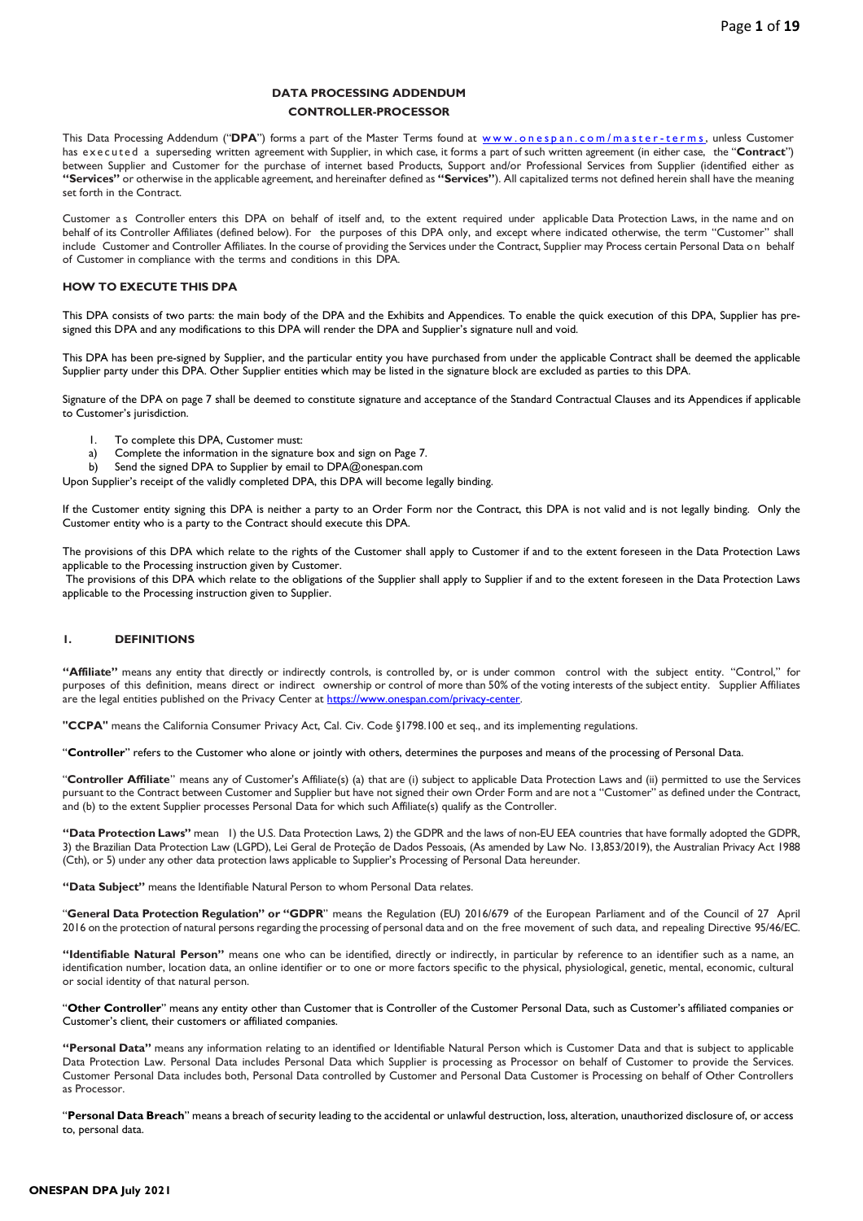# DATA PROCESSING ADDENDUM

## CONTROLLER-PROCESSOR

This Data Processing Addendum ("**DPA**") forms a part of the Master Terms found at [www.onespan.com/master-terms](www.onespan.com/master-terms), unless Customer has executed a superseding written agreement with Supplier, in which case, it forms a part of such written agreement (in either case, the "**Contract**") between Supplier and Customer for the purchase of internet based Products, Support and/or Professional Services from Supplier (identified either as **"Services"** or otherwise in the applicable agreement, and hereinafter defined as **"Services"**). All capitalized terms not defined herein shall have the meaning set forth in the Contract.

Customer as Controller enters this DPA on behalf of itself and, to the extent required under applicable Data Protection Laws, in the name and on behalf of its Controller Affiliates (defined below). For the purposes of this DPA only, and except where indicated otherwise, the term "Customer" shall include Customer and Controller Affiliates. In the course of providing the Services under the Contract, Supplier may Process certain Personal Data on behalf of Customer in compliance with the terms and conditions in this DPA.

### HOW TO EXECUTE THIS DPA

This DPA consists of two parts: the main body of the DPA and the Exhibits and Appendices. To enable the quick execution of this DPA, Supplier has pre-signed this DPA and any modifications to this DPA will render the DPA and Supplier's signature null and void.

This DPA has been pre-signed by Supplier, and the particular entity you have purchased from under the applicable Contract shall be deemed the applicable Supplier party under this DPA. Other Supplier entities which may be listed in the signature block are excluded as parties to this DPA.

Signature of the DPA on page 7 shall be deemed to constitute signature and acceptance of the Standard Contractual Clauses and its Appendices if applicable to Customer's jurisdiction.

1. To complete this DPA, Customer must:

a) Complete the information in the signature box and sign on Page 7.

b) Send the signed DPA to Supplier by email to DPA@onespan.com

Upon Supplier's receipt of the validly completed DPA, this DPA will become legally binding.

If the Customer entity signing this DPA is neither a party to an Order Form nor the Contract, this DPA is not valid and is not legally binding. Only the Customer entity who is a party to the Contract should execute this DPA.

The provisions of this DPA which relate to the rights of the Customer shall apply to Customer if and to the extent foreseen in the Data Protection Laws applicable to the Processing instruction given by Customer.

The provisions of this DPA which relate to the obligations of the Supplier shall apply to Supplier if and to the extent foreseen in the Data Protection Laws applicable to the Processing instruction given to Supplier.

### 1. DEFINITIONS

**"Affiliate"** means any entity that directly or indirectly controls, is controlled by, or is under common control with the subject entity. "Control," for purposes of this definition, means direct or indirect ownership or control of more than 50% of the voting interests of the subject entity. Supplier Affiliates are the legal entities published on the Privacy Center at [https://www.onespan.com/privacy-center](https://www.onespan.com/privacy-center).

**"CCPA"** means the California Consumer Privacy Act, Cal. Civ. Code §1798.100 et seq., and its implementing regulations.

"**Controller**" refers to the Customer who alone or jointly with others, determines the purposes and means of the processing of Personal Data.

"**Controller Affiliate**" means any of Customer's Affiliate(s) (a) that are (i) subject to applicable Data Protection Laws and (ii) permitted to use the Services pursuant to the Contract between Customer and Supplier but have not signed their own Order Form and are not a "Customer" as defined under the Contract, and (b) to the extent Supplier processes Personal Data for which such Affiliate(s) qualify as the Controller.

**"Data Protection Laws"** mean 1) the U.S. Data Protection Laws, 2) the GDPR and the laws of non-EU EEA countries that have formally adopted the GDPR, 3) the Brazilian Data Protection Law (LGPD), Lei Geral de Proteção de Dados Pessoais, (As amended by Law No. 13,853/2019), the Australian Privacy Act 1988 (Cth), or 5) under any other data protection laws applicable to Supplier's Processing of Personal Data hereunder.

**"Data Subject"** means the Identifiable Natural Person to whom Personal Data relates.

"**General Data Protection Regulation" or "GDPR**" means the Regulation (EU) 2016/679 of the European Parliament and of the Council of 27 April 2016 on the protection of natural persons regarding the processing of personal data and on the free movement of such data, and repealing Directive 95/46/EC.

**"Identifiable Natural Person"** means one who can be identified, directly or indirectly, in particular by reference to an identifier such as a name, an identification number, location data, an online identifier or to one or more factors specific to the physical, physiological, genetic, mental, economic, cultural or social identity of that natural person.

"**Other Controller**" means any entity other than Customer that is Controller of the Customer Personal Data, such as Customer's affiliated companies or Customer's client, their customers or affiliated companies.

**"Personal Data"** means any information relating to an identified or Identifiable Natural Person which is Customer Data and that is subject to applicable Data Protection Law. Personal Data includes Personal Data which Supplier is processing as Processor on behalf of Customer to provide the Services. Customer Personal Data includes both, Personal Data controlled by Customer and Personal Data Customer is Processing on behalf of Other Controllers as Processor.

"**Personal Data Breach**" means a breach of security leading to the accidental or unlawful destruction, loss, alteration, unauthorized disclosure of, or access to, personal data.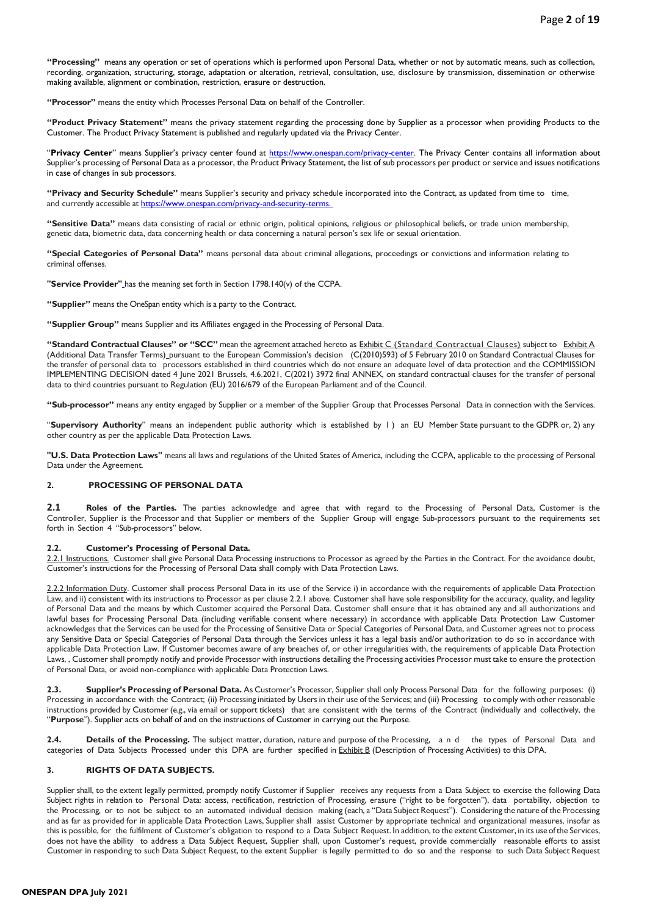**"Processing"** means any operation or set of operations which is performed upon Personal Data, whether or not by automatic means, such as collection, recording, organization, structuring, storage, adaptation or alteration, retrieval, consultation, use, disclosure by transmission, dissemination or otherwise making available, alignment or combination, restriction, erasure or destruction.

**"Processor"** means the entity which Processes Personal Data on behalf of the Controller.

**"Product Privacy Statement"** means the privacy statement regarding the processing done by Supplier as a processor when providing Products to the Customer. The Product Privacy Statement is published and regularly updated via the Privacy Center.

"**Privacy Center**" means Supplier's privacy center found at https://www.onespan.com/privacy-center. The Privacy Center contains all information about Supplier's processing of Personal Data as a processor, the Product Privacy Statement, the list of sub processors per product or service and issues notifications in case of changes in sub processors.

**"Privacy and Security Schedule"** means Supplier's security and privacy schedule incorporated into the Contract, as updated from time to time, and currently accessible at https://www.onespan.com/privacy-and-security-terms.

**"Sensitive Data"** means data consisting of racial or ethnic origin, political opinions, religious or philosophical beliefs, or trade union membership, genetic data, biometric data, data concerning health or data concerning a natural person's sex life or sexual orientation.

**"Special Categories of Personal Data"** means personal data about criminal allegations, proceedings or convictions and information relating to criminal offenses.

**"Service Provider"** has the meaning set forth in Section 1798.140(v) of the CCPA.

**"Supplier"** means the OneSpan entity which is a party to the Contract.

**"Supplier Group"** means Supplier and its Affiliates engaged in the Processing of Personal Data.

**"Standard Contractual Clauses" or "SCC"** mean the agreement attached hereto as Exhibit C (Standard Contractual Clauses) subject to Exhibit A (Additional Data Transfer Terms) pursuant to the European Commission's decision (C(2010)593) of 5 February 2010 on Standard Contractual Clauses for the transfer of personal data to processors established in third countries which do not ensure an adequate level of data protection and the COMMISSION IMPLEMENTING DECISION dated 4 June 2021 Brussels, 4.6.2021, C(2021) 3972 final ANNEX, on standard contractual clauses for the transfer of personal data to third countries pursuant to Regulation (EU) 2016/679 of the European Parliament and of the Council.

**"Sub-processor"** means any entity engaged by Supplier or a member of the Supplier Group that Processes Personal Data in connection with the Services.

"**Supervisory Authority**" means an independent public authority which is established by 1) an EU Member State pursuant to the GDPR or, 2) any other country as per the applicable Data Protection Laws.

**"U.S. Data Protection Laws"** means all laws and regulations of the United States of America, including the CCPA, applicable to the processing of Personal Data under the Agreement.

## 2. PROCESSING OF PERSONAL DATA

**2.1 Roles of the Parties.** The parties acknowledge and agree that with regard to the Processing of Personal Data, Customer is the Controller, Supplier is the Processor and that Supplier or members of the Supplier Group will engage Sub-processors pursuant to the requirements set forth in Section 4 "Sub-processors" below.

**2.2. Customer's Processing of Personal Data.**

2.2.1 Instructions. Customer shall give Personal Data Processing instructions to Processor as agreed by the Parties in the Contract. For the avoidance doubt, Customer's instructions for the Processing of Personal Data shall comply with Data Protection Laws.

2.2.2 Information Duty. Customer shall process Personal Data in its use of the Service i) in accordance with the requirements of applicable Data Protection Law, and ii) consistent with its instructions to Processor as per clause 2.2.1 above. Customer shall have sole responsibility for the accuracy, quality, and legality of Personal Data and the means by which Customer acquired the Personal Data. Customer shall ensure that it has obtained any and all authorizations and lawful bases for Processing Personal Data (including verifiable consent where necessary) in accordance with applicable Data Protection Law Customer acknowledges that the Services can be used for the Processing of Sensitive Data or Special Categories of Personal Data, and Customer agrees not to process any Sensitive Data or Special Categories of Personal Data through the Services unless it has a legal basis and/or authorization to do so in accordance with applicable Data Protection Law. If Customer becomes aware of any breaches of, or other irregularities with, the requirements of applicable Data Protection Laws, , Customer shall promptly notify and provide Processor with instructions detailing the Processing activities Processor must take to ensure the protection of Personal Data, or avoid non-compliance with applicable Data Protection Laws.

**2.3. Supplier's Processing of Personal Data.** As Customer's Processor, Supplier shall only Process Personal Data for the following purposes: (i) Processing in accordance with the Contract; (ii) Processing initiated by Users in their use of the Services; and (iii) Processing to comply with other reasonable instructions provided by Customer (e.g., via email or support tickets) that are consistent with the terms of the Contract (individually and collectively, the "**Purpose**"). Supplier acts on behalf of and on the instructions of Customer in carrying out the Purpose.

**2.4. Details of the Processing.** The subject matter, duration, nature and purpose of the Processing, and the types of Personal Data and categories of Data Subjects Processed under this DPA are further specified in Exhibit B (Description of Processing Activities) to this DPA.

## 3. RIGHTS OF DATA SUBJECTS.

Supplier shall, to the extent legally permitted, promptly notify Customer if Supplier receives any requests from a Data Subject to exercise the following Data Subject rights in relation to Personal Data: access, rectification, restriction of Processing, erasure ("right to be forgotten"), data portability, objection to the Processing, or to not be subject to an automated individual decision making (each, a "Data Subject Request"). Considering the nature of the Processing and as far as provided for in applicable Data Protection Laws, Supplier shall assist Customer by appropriate technical and organizational measures, insofar as this is possible, for the fulfilment of Customer's obligation to respond to a Data Subject Request. In addition, to the extent Customer, in its use of the Services, does not have the ability to address a Data Subject Request, Supplier shall, upon Customer's request, provide commercially reasonable efforts to assist Customer in responding to such Data Subject Request, to the extent Supplier is legally permitted to do so and the response to such Data Subject Request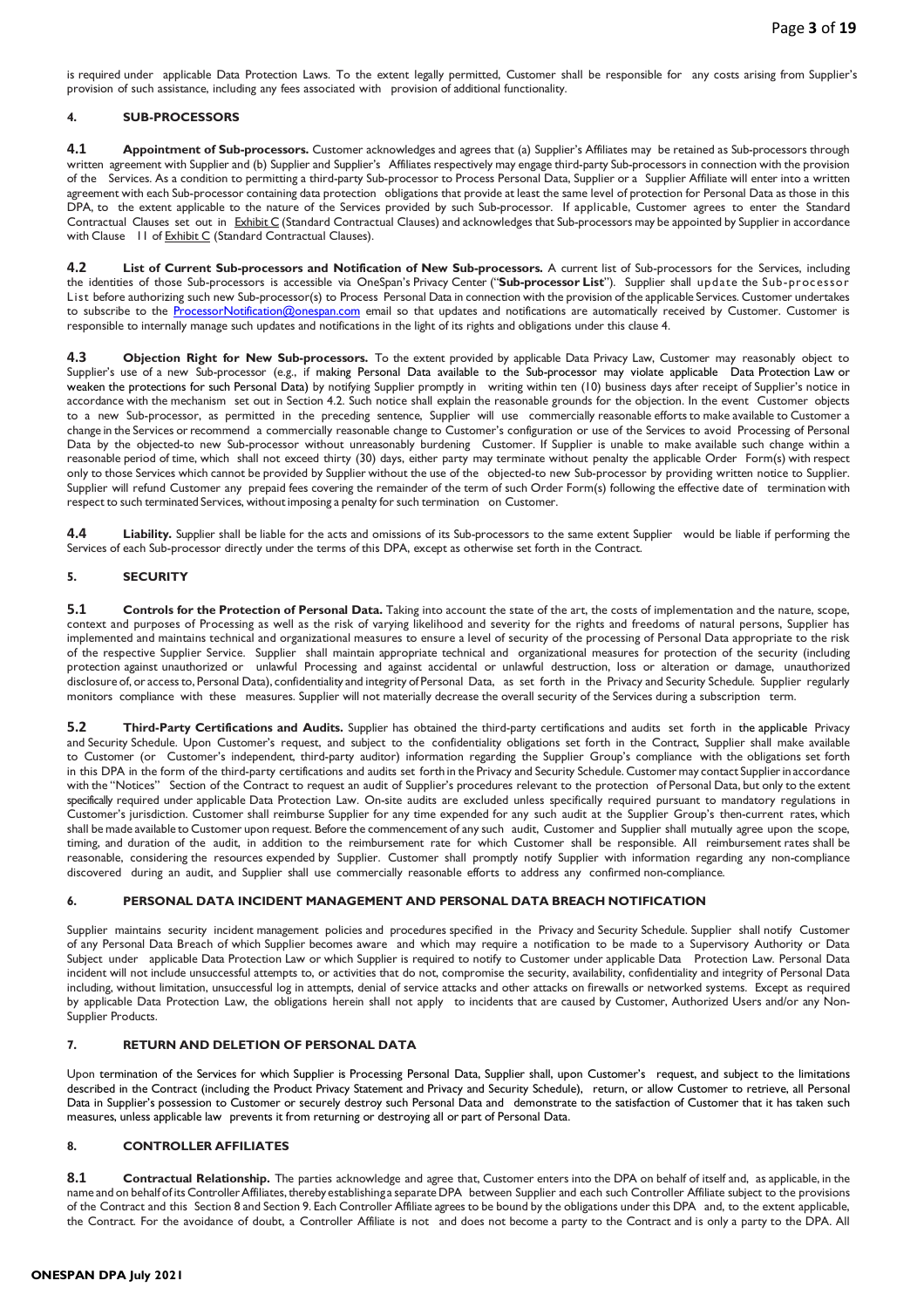is required under applicable Data Protection Laws. To the extent legally permitted, Customer shall be responsible for any costs arising from Supplier's provision of such assistance, including any fees associated with provision of additional functionality.

## 4. SUB-PROCESSORS

**4.1 Appointment of Sub-processors.** Customer acknowledges and agrees that (a) Supplier's Affiliates may be retained as Sub-processors through written agreement with Supplier and (b) Supplier and Supplier's Affiliates respectively may engage third-party Sub-processors in connection with the provision of the Services. As a condition to permitting a third-party Sub-processor to Process Personal Data, Supplier or a Supplier Affiliate will enter into a written agreement with each Sub-processor containing data protection obligations that provide at least the same level of protection for Personal Data as those in this DPA, to the extent applicable to the nature of the Services provided by such Sub-processor. If applicable, Customer agrees to enter the Standard Contractual Clauses set out in Exhibit C (Standard Contractual Clauses) and acknowledges that Sub-processors may be appointed by Supplier in accordance with Clause 11 of Exhibit C (Standard Contractual Clauses).

**4.2 List of Current Sub-processors and Notification of New Sub-processors.** A current list of Sub-processors for the Services, including the identities of those Sub-processors is accessible via OneSpan's Privacy Center ("**Sub-processor List**"). Supplier shall update the Sub-processor List before authorizing such new Sub-processor(s) to Process Personal Data in connection with the provision of the applicable Services. Customer undertakes to subscribe to the ProcessorNotification@onespan.com email so that updates and notifications are automatically received by Customer. Customer is responsible to internally manage such updates and notifications in the light of its rights and obligations under this clause 4.

**4.3 Objection Right for New Sub-processors.** To the extent provided by applicable Data Privacy Law, Customer may reasonably object to Supplier's use of a new Sub-processor (e.g., if making Personal Data available to the Sub-processor may violate applicable Data Protection Law or weaken the protections for such Personal Data) by notifying Supplier promptly in writing within ten (10) business days after receipt of Supplier's notice in accordance with the mechanism set out in Section 4.2. Such notice shall explain the reasonable grounds for the objection. In the event Customer objects to a new Sub-processor, as permitted in the preceding sentence, Supplier will use commercially reasonable efforts to make available to Customer a change in the Services or recommend a commercially reasonable change to Customer's configuration or use of the Services to avoid Processing of Personal Data by the objected-to new Sub-processor without unreasonably burdening Customer. If Supplier is unable to make available such change within a reasonable period of time, which shall not exceed thirty (30) days, either party may terminate without penalty the applicable Order Form(s) with respect only to those Services which cannot be provided by Supplier without the use of the objected-to new Sub-processor by providing written notice to Supplier. Supplier will refund Customer any prepaid fees covering the remainder of the term of such Order Form(s) following the effective date of termination with respect to such terminated Services, without imposing a penalty for such termination on Customer.

**4.4 Liability.** Supplier shall be liable for the acts and omissions of its Sub-processors to the same extent Supplier would be liable if performing the Services of each Sub-processor directly under the terms of this DPA, except as otherwise set forth in the Contract.

## 5. SECURITY

**5.1 Controls for the Protection of Personal Data.** Taking into account the state of the art, the costs of implementation and the nature, scope, context and purposes of Processing as well as the risk of varying likelihood and severity for the rights and freedoms of natural persons, Supplier has implemented and maintains technical and organizational measures to ensure a level of security of the processing of Personal Data appropriate to the risk of the respective Supplier Service. Supplier shall maintain appropriate technical and organizational measures for protection of the security (including protection against unauthorized or unlawful Processing and against accidental or unlawful destruction, loss or alteration or damage, unauthorized disclosure of, or access to, Personal Data), confidentiality and integrity of Personal Data, as set forth in the Privacy and Security Schedule. Supplier regularly monitors compliance with these measures. Supplier will not materially decrease the overall security of the Services during a subscription term.

**5.2 Third-Party Certifications and Audits.** Supplier has obtained the third-party certifications and audits set forth in the applicable Privacy and Security Schedule. Upon Customer's request, and subject to the confidentiality obligations set forth in the Contract, Supplier shall make available to Customer (or Customer's independent, third-party auditor) information regarding the Supplier Group's compliance with the obligations set forth in this DPA in the form of the third-party certifications and audits set forth in the Privacy and Security Schedule. Customer may contact Supplier in accordance with the "Notices" Section of the Contract to request an audit of Supplier's procedures relevant to the protection of Personal Data, but only to the extent specifically required under applicable Data Protection Law. On-site audits are excluded unless specifically required pursuant to mandatory regulations in Customer's jurisdiction. Customer shall reimburse Supplier for any time expended for any such audit at the Supplier Group's then-current rates, which shall be made available to Customer upon request. Before the commencement of any such audit, Customer and Supplier shall mutually agree upon the scope, timing, and duration of the audit, in addition to the reimbursement rate for which Customer shall be responsible. All reimbursement rates shall be reasonable, considering the resources expended by Supplier. Customer shall promptly notify Supplier with information regarding any non-compliance discovered during an audit, and Supplier shall use commercially reasonable efforts to address any confirmed non-compliance.

## 6. PERSONAL DATA INCIDENT MANAGEMENT AND PERSONAL DATA BREACH NOTIFICATION

Supplier maintains security incident management policies and procedures specified in the Privacy and Security Schedule. Supplier shall notify Customer of any Personal Data Breach of which Supplier becomes aware and which may require a notification to be made to a Supervisory Authority or Data Subject under applicable Data Protection Law or which Supplier is required to notify to Customer under applicable Data Protection Law. Personal Data incident will not include unsuccessful attempts to, or activities that do not, compromise the security, availability, confidentiality and integrity of Personal Data including, without limitation, unsuccessful log in attempts, denial of service attacks and other attacks on firewalls or networked systems. Except as required by applicable Data Protection Law, the obligations herein shall not apply to incidents that are caused by Customer, Authorized Users and/or any Non-Supplier Products.

## 7. RETURN AND DELETION OF PERSONAL DATA

Upon termination of the Services for which Supplier is Processing Personal Data, Supplier shall, upon Customer's request, and subject to the limitations described in the Contract (including the Product Privacy Statement and Privacy and Security Schedule), return, or allow Customer to retrieve, all Personal Data in Supplier's possession to Customer or securely destroy such Personal Data and demonstrate to the satisfaction of Customer that it has taken such measures, unless applicable law prevents it from returning or destroying all or part of Personal Data.

## 8. CONTROLLER AFFILIATES

**8.1 Contractual Relationship.** The parties acknowledge and agree that, Customer enters into the DPA on behalf of itself and, as applicable, in the name and on behalf of its Controller Affiliates, thereby establishing a separate DPA between Supplier and each such Controller Affiliate subject to the provisions of the Contract and this Section 8 and Section 9. Each Controller Affiliate agrees to be bound by the obligations under this DPA and, to the extent applicable, the Contract. For the avoidance of doubt, a Controller Affiliate is not and does not become a party to the Contract and is only a party to the DPA. All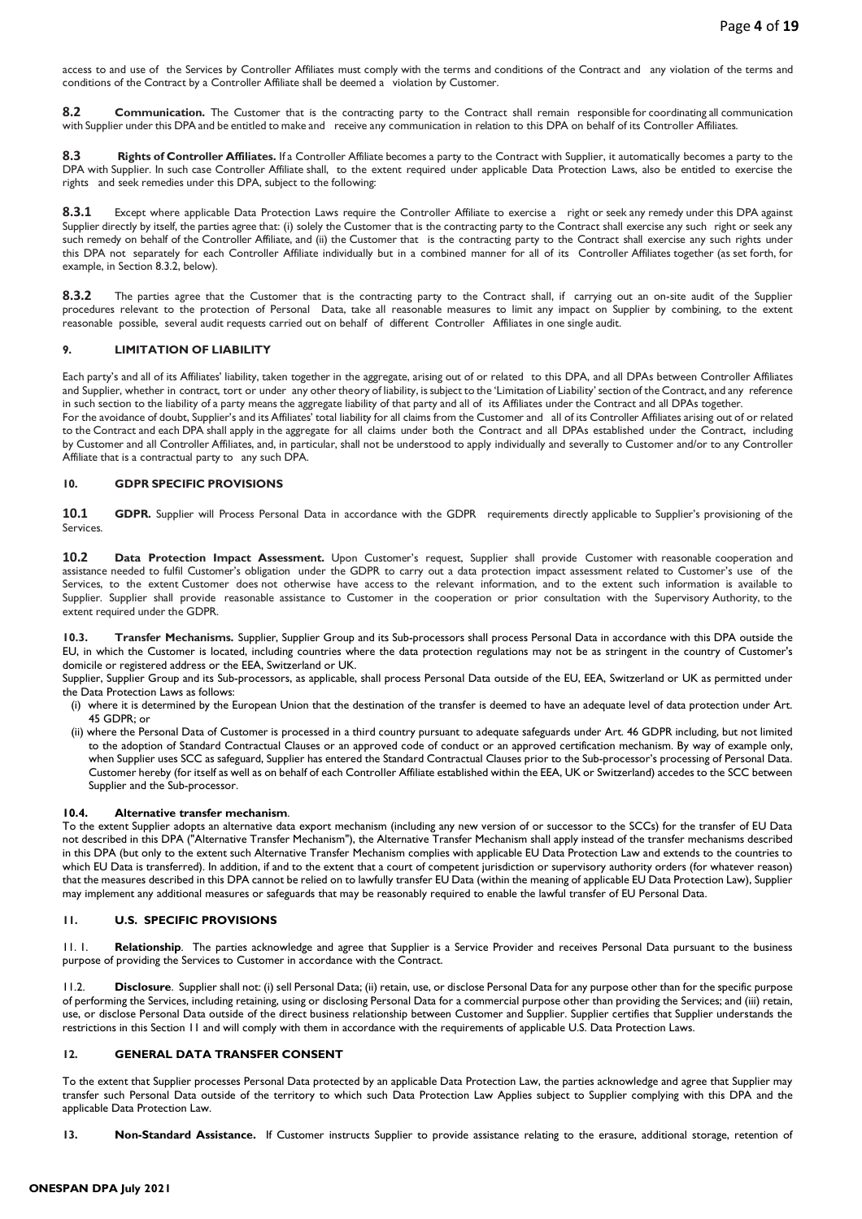access to and use of the Services by Controller Affiliates must comply with the terms and conditions of the Contract and any violation of the terms and conditions of the Contract by a Controller Affiliate shall be deemed a violation by Customer.

**8.2 Communication.** The Customer that is the contracting party to the Contract shall remain responsible for coordinating all communication with Supplier under this DPA and be entitled to make and receive any communication in relation to this DPA on behalf of its Controller Affiliates.

**8.3 Rights of Controller Affiliates.** If a Controller Affiliate becomes a party to the Contract with Supplier, it automatically becomes a party to the DPA with Supplier. In such case Controller Affiliate shall, to the extent required under applicable Data Protection Laws, also be entitled to exercise the rights and seek remedies under this DPA, subject to the following:

**8.3.1** Except where applicable Data Protection Laws require the Controller Affiliate to exercise a right or seek any remedy under this DPA against Supplier directly by itself, the parties agree that: (i) solely the Customer that is the contracting party to the Contract shall exercise any such right or seek any such remedy on behalf of the Controller Affiliate, and (ii) the Customer that is the contracting party to the Contract shall exercise any such rights under this DPA not separately for each Controller Affiliate individually but in a combined manner for all of its Controller Affiliates together (as set forth, for example, in Section 8.3.2, below).

**8.3.2** The parties agree that the Customer that is the contracting party to the Contract shall, if carrying out an on-site audit of the Supplier procedures relevant to the protection of Personal Data, take all reasonable measures to limit any impact on Supplier by combining, to the extent reasonable possible, several audit requests carried out on behalf of different Controller Affiliates in one single audit.

## 9. LIMITATION OF LIABILITY

Each party's and all of its Affiliates' liability, taken together in the aggregate, arising out of or related to this DPA, and all DPAs between Controller Affiliates and Supplier, whether in contract, tort or under any other theory of liability, is subject to the 'Limitation of Liability' section of the Contract, and any reference in such section to the liability of a party means the aggregate liability of that party and all of its Affiliates under the Contract and all DPAs together.
For the avoidance of doubt, Supplier's and its Affiliates' total liability for all claims from the Customer and all of its Controller Affiliates arising out of or related to the Contract and each DPA shall apply in the aggregate for all claims under both the Contract and all DPAs established under the Contract, including by Customer and all Controller Affiliates, and, in particular, shall not be understood to apply individually and severally to Customer and/or to any Controller Affiliate that is a contractual party to any such DPA.

## 10. GDPR SPECIFIC PROVISIONS

**10.1 GDPR.** Supplier will Process Personal Data in accordance with the GDPR requirements directly applicable to Supplier's provisioning of the Services.

**10.2 Data Protection Impact Assessment.** Upon Customer's request, Supplier shall provide Customer with reasonable cooperation and assistance needed to fulfil Customer's obligation under the GDPR to carry out a data protection impact assessment related to Customer's use of the Services, to the extent Customer does not otherwise have access to the relevant information, and to the extent such information is available to Supplier. Supplier shall provide reasonable assistance to Customer in the cooperation or prior consultation with the Supervisory Authority, to the extent required under the GDPR.

**10.3. Transfer Mechanisms.** Supplier, Supplier Group and its Sub-processors shall process Personal Data in accordance with this DPA outside the EU, in which the Customer is located, including countries where the data protection regulations may not be as stringent in the country of Customer's domicile or registered address or the EEA, Switzerland or UK.
Supplier, Supplier Group and its Sub-processors, as applicable, shall process Personal Data outside of the EU, EEA, Switzerland or UK as permitted under the Data Protection Laws as follows:

- (i) where it is determined by the European Union that the destination of the transfer is deemed to have an adequate level of data protection under Art. 45 GDPR; or
- (ii) where the Personal Data of Customer is processed in a third country pursuant to adequate safeguards under Art. 46 GDPR including, but not limited to the adoption of Standard Contractual Clauses or an approved code of conduct or an approved certification mechanism. By way of example only, when Supplier uses SCC as safeguard, Supplier has entered the Standard Contractual Clauses prior to the Sub-processor's processing of Personal Data. Customer hereby (for itself as well as on behalf of each Controller Affiliate established within the EEA, UK or Switzerland) accedes to the SCC between Supplier and the Sub-processor.

**10.4. Alternative transfer mechanism**.
To the extent Supplier adopts an alternative data export mechanism (including any new version of or successor to the SCCs) for the transfer of EU Data not described in this DPA ("Alternative Transfer Mechanism"), the Alternative Transfer Mechanism shall apply instead of the transfer mechanisms described in this DPA (but only to the extent such Alternative Transfer Mechanism complies with applicable EU Data Protection Law and extends to the countries to which EU Data is transferred). In addition, if and to the extent that a court of competent jurisdiction or supervisory authority orders (for whatever reason) that the measures described in this DPA cannot be relied on to lawfully transfer EU Data (within the meaning of applicable EU Data Protection Law), Supplier may implement any additional measures or safeguards that may be reasonably required to enable the lawful transfer of EU Personal Data.

## 11. U.S. SPECIFIC PROVISIONS

11.1. **Relationship**. The parties acknowledge and agree that Supplier is a Service Provider and receives Personal Data pursuant to the business purpose of providing the Services to Customer in accordance with the Contract.

11.2. **Disclosure**. Supplier shall not: (i) sell Personal Data; (ii) retain, use, or disclose Personal Data for any purpose other than for the specific purpose of performing the Services, including retaining, using or disclosing Personal Data for a commercial purpose other than providing the Services; and (iii) retain, use, or disclose Personal Data outside of the direct business relationship between Customer and Supplier. Supplier certifies that Supplier understands the restrictions in this Section 11 and will comply with them in accordance with the requirements of applicable U.S. Data Protection Laws.

## 12. GENERAL DATA TRANSFER CONSENT

To the extent that Supplier processes Personal Data protected by an applicable Data Protection Law, the parties acknowledge and agree that Supplier may transfer such Personal Data outside of the territory to which such Data Protection Law Applies subject to Supplier complying with this DPA and the applicable Data Protection Law.

**13. Non-Standard Assistance.** If Customer instructs Supplier to provide assistance relating to the erasure, additional storage, retention of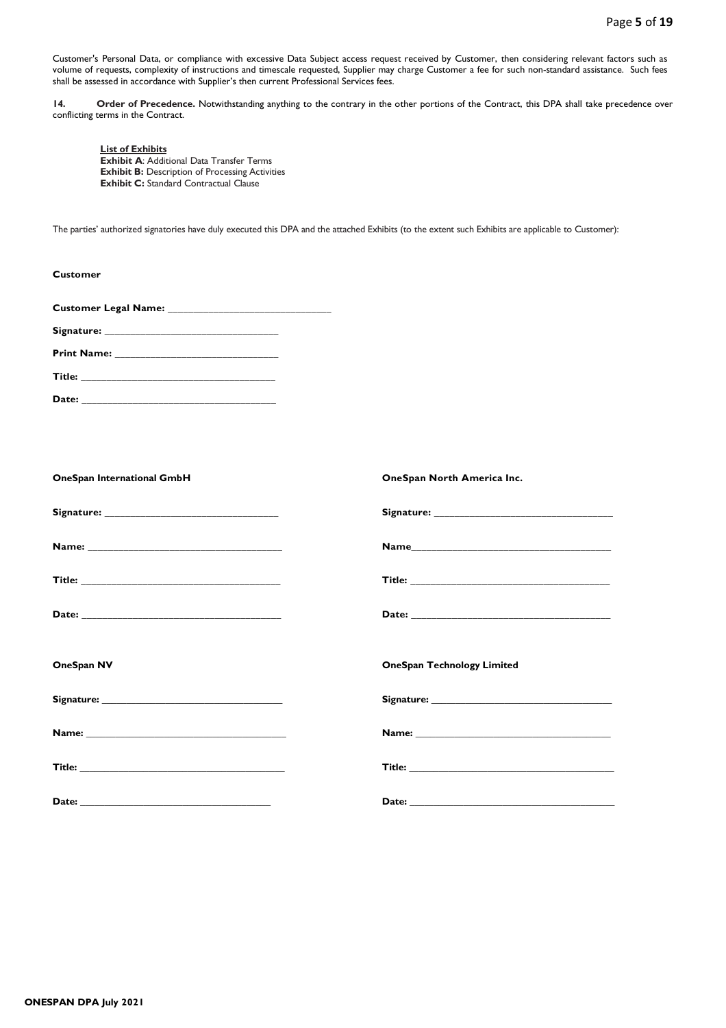Customer's Personal Data, or compliance with excessive Data Subject access request received by Customer, then considering relevant factors such as volume of requests, complexity of instructions and timescale requested, Supplier may charge Customer a fee for such non-standard assistance. Such fees shall be assessed in accordance with Supplier's then current Professional Services fees.

**14. Order of Precedence.** Notwithstanding anything to the contrary in the other portions of the Contract, this DPA shall take precedence over conflicting terms in the Contract.

**List of Exhibits**
**Exhibit A**: Additional Data Transfer Terms
**Exhibit B:** Description of Processing Activities
**Exhibit C:** Standard Contractual Clause

The parties' authorized signatories have duly executed this DPA and the attached Exhibits (to the extent such Exhibits are applicable to Customer):

**Customer**

**Customer Legal Name:** ______________________________

**Signature:** ______________________________

**Print Name:** ______________________________

**Title:** ______________________________

**Date:** ______________________________

**OneSpan International GmbH**

**Signature:** ______________________________

**Name:** ______________________________

**Title:** ______________________________

**Date:** ______________________________

**OneSpan North America Inc.**

**Signature:** ______________________________

**Name**______________________________

**Title:** ______________________________

**Date:** ______________________________

**OneSpan NV**

**Signature:** ______________________________

**Name:** ______________________________

**Title:** ______________________________

**Date:** ______________________________

**OneSpan Technology Limited**

**Signature:** ______________________________

**Name:** ______________________________

**Title:** ______________________________

**Date:** ______________________________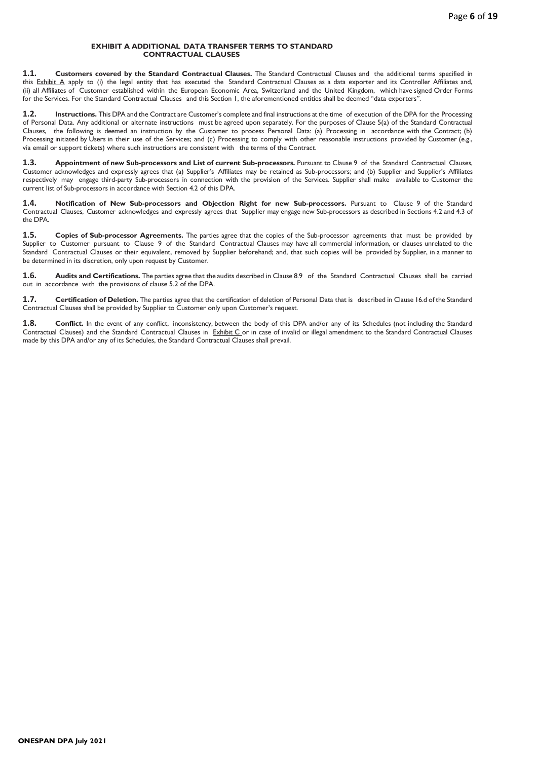## EXHIBIT A ADDITIONAL DATA TRANSFER TERMS TO STANDARD CONTRACTUAL CLAUSES

**1.1. Customers covered by the Standard Contractual Clauses.** The Standard Contractual Clauses and the additional terms specified in this Exhibit A apply to (i) the legal entity that has executed the Standard Contractual Clauses as a data exporter and its Controller Affiliates and, (ii) all Affiliates of Customer established within the European Economic Area, Switzerland and the United Kingdom, which have signed Order Forms for the Services. For the Standard Contractual Clauses and this Section 1, the aforementioned entities shall be deemed "data exporters".

**1.2. Instructions.** This DPA and the Contract are Customer's complete and final instructions at the time of execution of the DPA for the Processing of Personal Data. Any additional or alternate instructions must be agreed upon separately. For the purposes of Clause 5(a) of the Standard Contractual Clauses, the following is deemed an instruction by the Customer to process Personal Data: (a) Processing in accordance with the Contract; (b) Processing initiated by Users in their use of the Services; and (c) Processing to comply with other reasonable instructions provided by Customer (e.g., via email or support tickets) where such instructions are consistent with the terms of the Contract.

**1.3. Appointment of new Sub-processors and List of current Sub-processors.** Pursuant to Clause 9 of the Standard Contractual Clauses, Customer acknowledges and expressly agrees that (a) Supplier's Affiliates may be retained as Sub-processors; and (b) Supplier and Supplier's Affiliates respectively may engage third-party Sub-processors in connection with the provision of the Services. Supplier shall make available to Customer the current list of Sub-processors in accordance with Section 4.2 of this DPA.

**1.4. Notification of New Sub-processors and Objection Right for new Sub-processors.** Pursuant to Clause 9 of the Standard Contractual Clauses, Customer acknowledges and expressly agrees that Supplier may engage new Sub-processors as described in Sections 4.2 and 4.3 of the DPA.

**1.5. Copies of Sub-processor Agreements.** The parties agree that the copies of the Sub-processor agreements that must be provided by Supplier to Customer pursuant to Clause 9 of the Standard Contractual Clauses may have all commercial information, or clauses unrelated to the Standard Contractual Clauses or their equivalent, removed by Supplier beforehand; and, that such copies will be provided by Supplier, in a manner to be determined in its discretion, only upon request by Customer.

**1.6. Audits and Certifications.** The parties agree that the audits described in Clause 8.9 of the Standard Contractual Clauses shall be carried out in accordance with the provisions of clause 5.2 of the DPA.

**1.7. Certification of Deletion.** The parties agree that the certification of deletion of Personal Data that is described in Clause 16.d of the Standard Contractual Clauses shall be provided by Supplier to Customer only upon Customer's request.

**1.8. Conflict.** In the event of any conflict, inconsistency, between the body of this DPA and/or any of its Schedules (not including the Standard Contractual Clauses) and the Standard Contractual Clauses in Exhibit C or in case of invalid or illegal amendment to the Standard Contractual Clauses made by this DPA and/or any of its Schedules, the Standard Contractual Clauses shall prevail.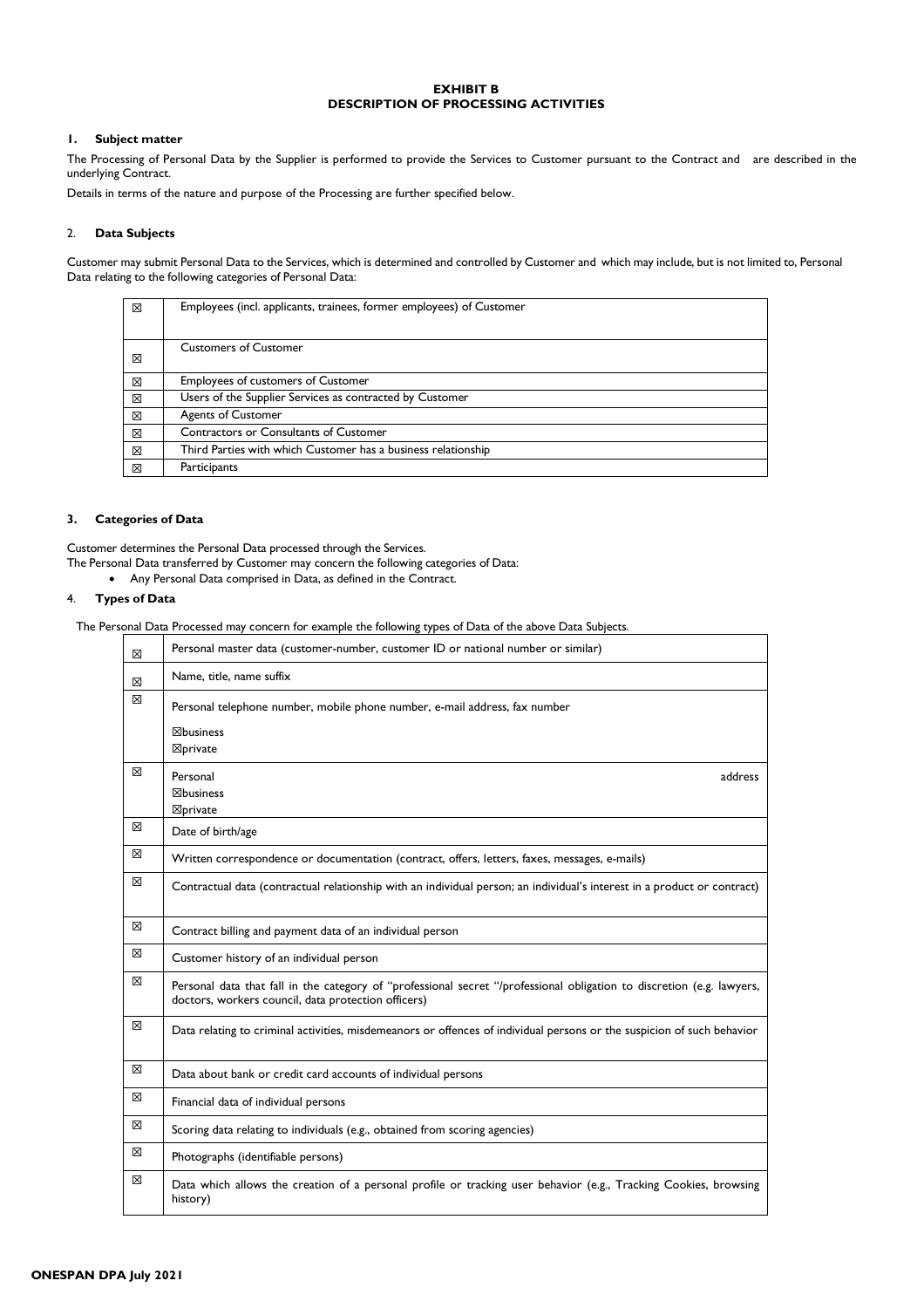**EXHIBIT B**
**DESCRIPTION OF PROCESSING ACTIVITIES**

### 1. Subject matter

The Processing of Personal Data by the Supplier is performed to provide the Services to Customer pursuant to the Contract and are described in the underlying Contract.

Details in terms of the nature and purpose of the Processing are further specified below.

### 2. Data Subjects

Customer may submit Personal Data to the Services, which is determined and controlled by Customer and which may include, but is not limited to, Personal Data relating to the following categories of Personal Data:

| | |
|---|---|
| ☒ | Employees (incl. applicants, trainees, former employees) of Customer |
| ☒ | Customers of Customer |
| ☒ | Employees of customers of Customer |
| ☒ | Users of the Supplier Services as contracted by Customer |
| ☒ | Agents of Customer |
| ☒ | Contractors or Consultants of Customer |
| ☒ | Third Parties with which Customer has a business relationship |
| ☒ | Participants |

### 3. Categories of Data

Customer determines the Personal Data processed through the Services.
The Personal Data transferred by Customer may concern the following categories of Data:

- Any Personal Data comprised in Data, as defined in the Contract.

### 4. Types of Data

The Personal Data Processed may concern for example the following types of Data of the above Data Subjects.

| | |
|---|---|
| ☒ | Personal master data (customer-number, customer ID or national number or similar) |
| ☒ | Name, title, name suffix |
| ☒ | Personal telephone number, mobile phone number, e-mail address, fax number<br>☒business<br>☒private |
| ☒ | Personal address<br>☒business<br>☒private |
| ☒ | Date of birth/age |
| ☒ | Written correspondence or documentation (contract, offers, letters, faxes, messages, e-mails) |
| ☒ | Contractual data (contractual relationship with an individual person; an individual's interest in a product or contract) |
| ☒ | Contract billing and payment data of an individual person |
| ☒ | Customer history of an individual person |
| ☒ | Personal data that fall in the category of "professional secret "/professional obligation to discretion (e.g. lawyers, doctors, workers council, data protection officers) |
| ☒ | Data relating to criminal activities, misdemeanors or offences of individual persons or the suspicion of such behavior |
| ☒ | Data about bank or credit card accounts of individual persons |
| ☒ | Financial data of individual persons |
| ☒ | Scoring data relating to individuals (e.g., obtained from scoring agencies) |
| ☒ | Photographs (identifiable persons) |
| ☒ | Data which allows the creation of a personal profile or tracking user behavior (e.g., Tracking Cookies, browsing history) |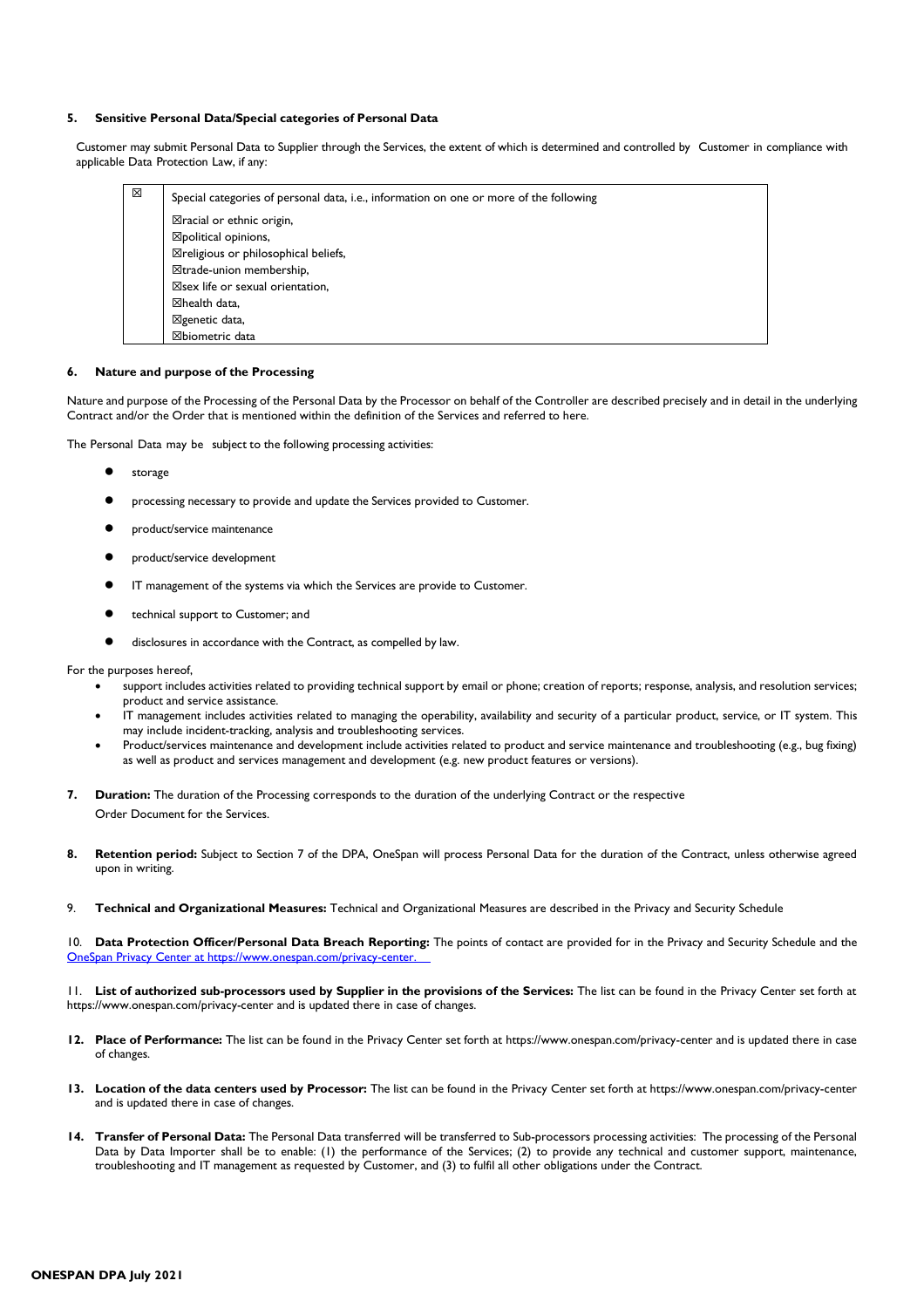**5. Sensitive Personal Data/Special categories of Personal Data**

Customer may submit Personal Data to Supplier through the Services, the extent of which is determined and controlled by Customer in compliance with applicable Data Protection Law, if any:

| ☒ | Special categories of personal data, i.e., information on one or more of the following<br>☒racial or ethnic origin,<br>☒political opinions,<br>☒religious or philosophical beliefs,<br>☒trade-union membership,<br>☒sex life or sexual orientation,<br>☒health data,<br>☒genetic data,<br>☒biometric data |
|---|---|

**6. Nature and purpose of the Processing**

Nature and purpose of the Processing of the Personal Data by the Processor on behalf of the Controller are described precisely and in detail in the underlying Contract and/or the Order that is mentioned within the definition of the Services and referred to here.

The Personal Data may be subject to the following processing activities:

- storage
- processing necessary to provide and update the Services provided to Customer.
- product/service maintenance
- product/service development
- IT management of the systems via which the Services are provide to Customer.
- technical support to Customer; and
- disclosures in accordance with the Contract, as compelled by law.

For the purposes hereof,

- support includes activities related to providing technical support by email or phone; creation of reports; response, analysis, and resolution services; product and service assistance.
- IT management includes activities related to managing the operability, availability and security of a particular product, service, or IT system. This may include incident-tracking, analysis and troubleshooting services.
- Product/services maintenance and development include activities related to product and service maintenance and troubleshooting (e.g., bug fixing) as well as product and services management and development (e.g. new product features or versions).

**7. Duration:** The duration of the Processing corresponds to the duration of the underlying Contract or the respective Order Document for the Services.

**8. Retention period:** Subject to Section 7 of the DPA, OneSpan will process Personal Data for the duration of the Contract, unless otherwise agreed upon in writing.

9. **Technical and Organizational Measures:** Technical and Organizational Measures are described in the Privacy and Security Schedule

10. **Data Protection Officer/Personal Data Breach Reporting:** The points of contact are provided for in the Privacy and Security Schedule and the OneSpan Privacy Center at https://www.onespan.com/privacy-center.

11. **List of authorized sub-processors used by Supplier in the provisions of the Services:** The list can be found in the Privacy Center set forth at https://www.onespan.com/privacy-center and is updated there in case of changes.

**12. Place of Performance:** The list can be found in the Privacy Center set forth at https://www.onespan.com/privacy-center and is updated there in case of changes.

**13. Location of the data centers used by Processor:** The list can be found in the Privacy Center set forth at https://www.onespan.com/privacy-center and is updated there in case of changes.

**14. Transfer of Personal Data:** The Personal Data transferred will be transferred to Sub-processors processing activities: The processing of the Personal Data by Data Importer shall be to enable: (1) the performance of the Services; (2) to provide any technical and customer support, maintenance, troubleshooting and IT management as requested by Customer, and (3) to fulfil all other obligations under the Contract.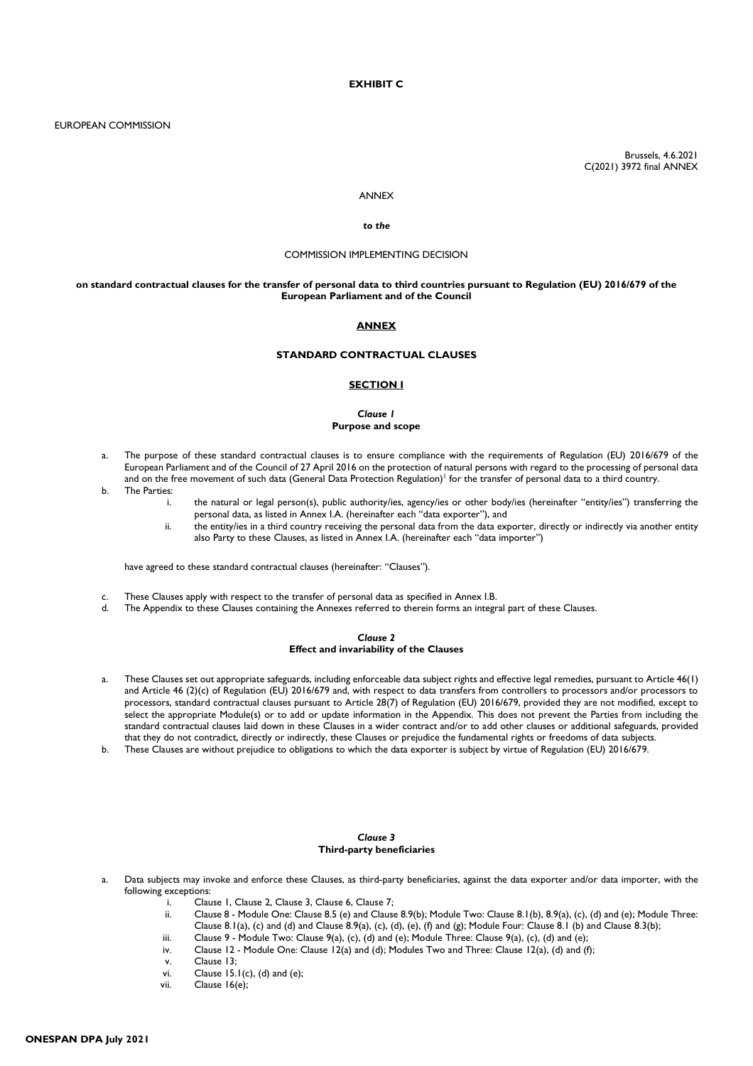**EXHIBIT C**

EUROPEAN COMMISSION

Brussels, 4.6.2021
C(2021) 3972 final ANNEX

ANNEX

***to the***

COMMISSION IMPLEMENTING DECISION

**on standard contractual clauses for the transfer of personal data to third countries pursuant to Regulation (EU) 2016/679 of the European Parliament and of the Council**

## ANNEX

## STANDARD CONTRACTUAL CLAUSES

## SECTION I

### *Clause 1*
### Purpose and scope

a. The purpose of these standard contractual clauses is to ensure compliance with the requirements of Regulation (EU) 2016/679 of the European Parliament and of the Council of 27 April 2016 on the protection of natural persons with regard to the processing of personal data and on the free movement of such data (General Data Protection Regulation)[1] for the transfer of personal data to a third country.

b. The Parties:
   i. the natural or legal person(s), public authority/ies, agency/ies or other body/ies (hereinafter "entity/ies") transferring the personal data, as listed in Annex I.A. (hereinafter each "data exporter"), and
   ii. the entity/ies in a third country receiving the personal data from the data exporter, directly or indirectly via another entity also Party to these Clauses, as listed in Annex I.A. (hereinafter each "data importer")

   have agreed to these standard contractual clauses (hereinafter: "Clauses").

c. These Clauses apply with respect to the transfer of personal data as specified in Annex I.B.

d. The Appendix to these Clauses containing the Annexes referred to therein forms an integral part of these Clauses.

### *Clause 2*
### Effect and invariability of the Clauses

a. These Clauses set out appropriate safeguards, including enforceable data subject rights and effective legal remedies, pursuant to Article 46(1) and Article 46 (2)(c) of Regulation (EU) 2016/679 and, with respect to data transfers from controllers to processors and/or processors to processors, standard contractual clauses pursuant to Article 28(7) of Regulation (EU) 2016/679, provided they are not modified, except to select the appropriate Module(s) or to add or update information in the Appendix. This does not prevent the Parties from including the standard contractual clauses laid down in these Clauses in a wider contract and/or to add other clauses or additional safeguards, provided that they do not contradict, directly or indirectly, these Clauses or prejudice the fundamental rights or freedoms of data subjects.

b. These Clauses are without prejudice to obligations to which the data exporter is subject by virtue of Regulation (EU) 2016/679.

### *Clause 3*
### Third-party beneficiaries

a. Data subjects may invoke and enforce these Clauses, as third-party beneficiaries, against the data exporter and/or data importer, with the following exceptions:
   i. Clause 1, Clause 2, Clause 3, Clause 6, Clause 7;
   ii. Clause 8 - Module One: Clause 8.5 (e) and Clause 8.9(b); Module Two: Clause 8.1(b), 8.9(a), (c), (d) and (e); Module Three: Clause 8.1(a), (c) and (d) and Clause 8.9(a), (c), (d), (e), (f) and (g); Module Four: Clause 8.1 (b) and Clause 8.3(b);
   iii. Clause 9 - Module Two: Clause 9(a), (c), (d) and (e); Module Three: Clause 9(a), (c), (d) and (e);
   iv. Clause 12 - Module One: Clause 12(a) and (d); Modules Two and Three: Clause 12(a), (d) and (f);
   v. Clause 13;
   vi. Clause 15.1(c), (d) and (e);
   vii. Clause 16(e);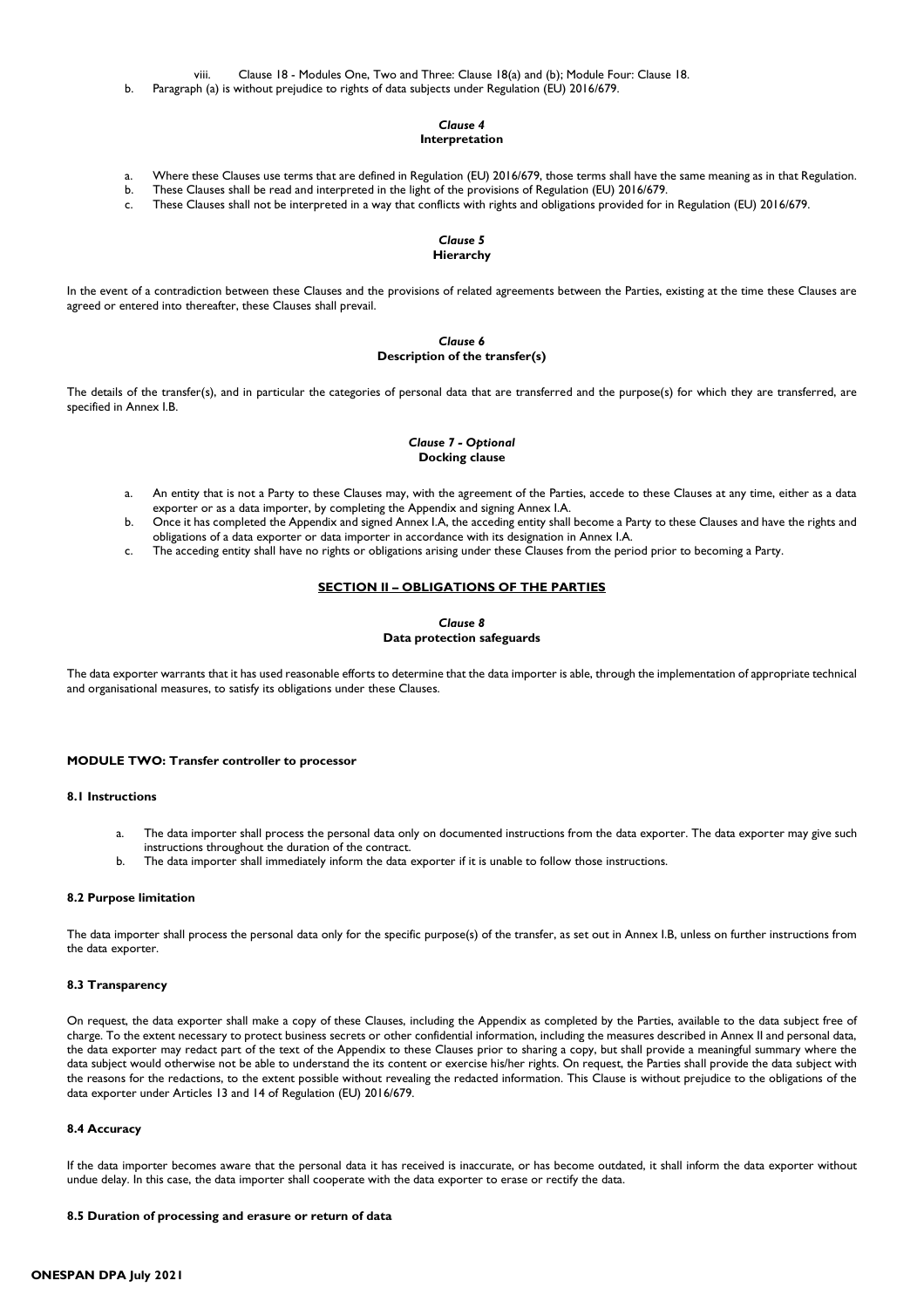viii. Clause 18 - Modules One, Two and Three: Clause 18(a) and (b); Module Four: Clause 18.

b. Paragraph (a) is without prejudice to rights of data subjects under Regulation (EU) 2016/679.

### *Clause 4*
### Interpretation

a. Where these Clauses use terms that are defined in Regulation (EU) 2016/679, those terms shall have the same meaning as in that Regulation.
b. These Clauses shall be read and interpreted in the light of the provisions of Regulation (EU) 2016/679.
c. These Clauses shall not be interpreted in a way that conflicts with rights and obligations provided for in Regulation (EU) 2016/679.

### *Clause 5*
### Hierarchy

In the event of a contradiction between these Clauses and the provisions of related agreements between the Parties, existing at the time these Clauses are agreed or entered into thereafter, these Clauses shall prevail.

### *Clause 6*
### Description of the transfer(s)

The details of the transfer(s), and in particular the categories of personal data that are transferred and the purpose(s) for which they are transferred, are specified in Annex I.B.

### *Clause 7 - Optional*
### Docking clause

a. An entity that is not a Party to these Clauses may, with the agreement of the Parties, accede to these Clauses at any time, either as a data exporter or as a data importer, by completing the Appendix and signing Annex I.A.
b. Once it has completed the Appendix and signed Annex I.A, the acceding entity shall become a Party to these Clauses and have the rights and obligations of a data exporter or data importer in accordance with its designation in Annex I.A.
c. The acceding entity shall have no rights or obligations arising under these Clauses from the period prior to becoming a Party.

## SECTION II – OBLIGATIONS OF THE PARTIES

### *Clause 8*
### Data protection safeguards

The data exporter warrants that it has used reasonable efforts to determine that the data importer is able, through the implementation of appropriate technical and organisational measures, to satisfy its obligations under these Clauses.

**MODULE TWO: Transfer controller to processor**

**8.1 Instructions**

a. The data importer shall process the personal data only on documented instructions from the data exporter. The data exporter may give such instructions throughout the duration of the contract.
b. The data importer shall immediately inform the data exporter if it is unable to follow those instructions.

**8.2 Purpose limitation**

The data importer shall process the personal data only for the specific purpose(s) of the transfer, as set out in Annex I.B, unless on further instructions from the data exporter.

**8.3 Transparency**

On request, the data exporter shall make a copy of these Clauses, including the Appendix as completed by the Parties, available to the data subject free of charge. To the extent necessary to protect business secrets or other confidential information, including the measures described in Annex II and personal data, the data exporter may redact part of the text of the Appendix to these Clauses prior to sharing a copy, but shall provide a meaningful summary where the data subject would otherwise not be able to understand the its content or exercise his/her rights. On request, the Parties shall provide the data subject with the reasons for the redactions, to the extent possible without revealing the redacted information. This Clause is without prejudice to the obligations of the data exporter under Articles 13 and 14 of Regulation (EU) 2016/679.

**8.4 Accuracy**

If the data importer becomes aware that the personal data it has received is inaccurate, or has become outdated, it shall inform the data exporter without undue delay. In this case, the data importer shall cooperate with the data exporter to erase or rectify the data.

**8.5 Duration of processing and erasure or return of data**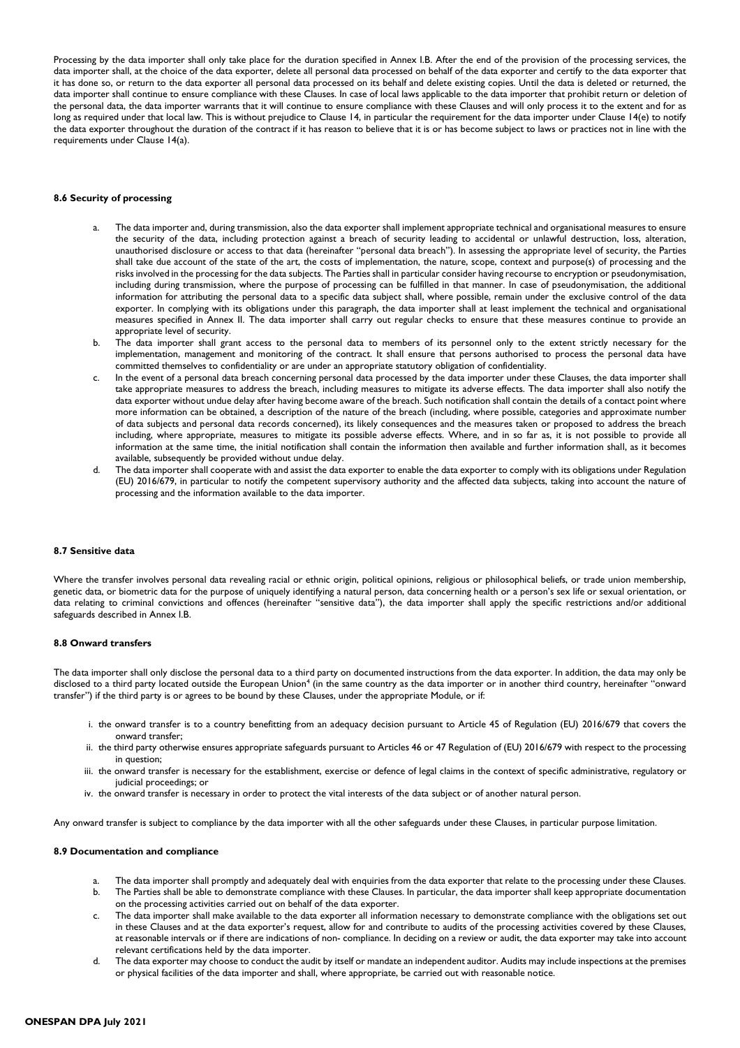Processing by the data importer shall only take place for the duration specified in Annex I.B. After the end of the provision of the processing services, the data importer shall, at the choice of the data exporter, delete all personal data processed on behalf of the data exporter and certify to the data exporter that it has done so, or return to the data exporter all personal data processed on its behalf and delete existing copies. Until the data is deleted or returned, the data importer shall continue to ensure compliance with these Clauses. In case of local laws applicable to the data importer that prohibit return or deletion of the personal data, the data importer warrants that it will continue to ensure compliance with these Clauses and will only process it to the extent and for as long as required under that local law. This is without prejudice to Clause 14, in particular the requirement for the data importer under Clause 14(e) to notify the data exporter throughout the duration of the contract if it has reason to believe that it is or has become subject to laws or practices not in line with the requirements under Clause 14(a).

**8.6 Security of processing**

a. The data importer and, during transmission, also the data exporter shall implement appropriate technical and organisational measures to ensure the security of the data, including protection against a breach of security leading to accidental or unlawful destruction, loss, alteration, unauthorised disclosure or access to that data (hereinafter "personal data breach"). In assessing the appropriate level of security, the Parties shall take due account of the state of the art, the costs of implementation, the nature, scope, context and purpose(s) of processing and the risks involved in the processing for the data subjects. The Parties shall in particular consider having recourse to encryption or pseudonymisation, including during transmission, where the purpose of processing can be fulfilled in that manner. In case of pseudonymisation, the additional information for attributing the personal data to a specific data subject shall, where possible, remain under the exclusive control of the data exporter. In complying with its obligations under this paragraph, the data importer shall at least implement the technical and organisational measures specified in Annex II. The data importer shall carry out regular checks to ensure that these measures continue to provide an appropriate level of security.
b. The data importer shall grant access to the personal data to members of its personnel only to the extent strictly necessary for the implementation, management and monitoring of the contract. It shall ensure that persons authorised to process the personal data have committed themselves to confidentiality or are under an appropriate statutory obligation of confidentiality.
c. In the event of a personal data breach concerning personal data processed by the data importer under these Clauses, the data importer shall take appropriate measures to address the breach, including measures to mitigate its adverse effects. The data importer shall also notify the data exporter without undue delay after having become aware of the breach. Such notification shall contain the details of a contact point where more information can be obtained, a description of the nature of the breach (including, where possible, categories and approximate number of data subjects and personal data records concerned), its likely consequences and the measures taken or proposed to address the breach including, where appropriate, measures to mitigate its possible adverse effects. Where, and in so far as, it is not possible to provide all information at the same time, the initial notification shall contain the information then available and further information shall, as it becomes available, subsequently be provided without undue delay.
d. The data importer shall cooperate with and assist the data exporter to enable the data exporter to comply with its obligations under Regulation (EU) 2016/679, in particular to notify the competent supervisory authority and the affected data subjects, taking into account the nature of processing and the information available to the data importer.

**8.7 Sensitive data**

Where the transfer involves personal data revealing racial or ethnic origin, political opinions, religious or philosophical beliefs, or trade union membership, genetic data, or biometric data for the purpose of uniquely identifying a natural person, data concerning health or a person's sex life or sexual orientation, or data relating to criminal convictions and offences (hereinafter "sensitive data"), the data importer shall apply the specific restrictions and/or additional safeguards described in Annex I.B.

**8.8 Onward transfers**

The data importer shall only disclose the personal data to a third party on documented instructions from the data exporter. In addition, the data may only be disclosed to a third party located outside the European Union[4] (in the same country as the data importer or in another third country, hereinafter "onward transfer") if the third party is or agrees to be bound by these Clauses, under the appropriate Module, or if:

i. the onward transfer is to a country benefitting from an adequacy decision pursuant to Article 45 of Regulation (EU) 2016/679 that covers the onward transfer;
ii. the third party otherwise ensures appropriate safeguards pursuant to Articles 46 or 47 Regulation of (EU) 2016/679 with respect to the processing in question;
iii. the onward transfer is necessary for the establishment, exercise or defence of legal claims in the context of specific administrative, regulatory or judicial proceedings; or
iv. the onward transfer is necessary in order to protect the vital interests of the data subject or of another natural person.

Any onward transfer is subject to compliance by the data importer with all the other safeguards under these Clauses, in particular purpose limitation.

**8.9 Documentation and compliance**

a. The data importer shall promptly and adequately deal with enquiries from the data exporter that relate to the processing under these Clauses.
b. The Parties shall be able to demonstrate compliance with these Clauses. In particular, the data importer shall keep appropriate documentation on the processing activities carried out on behalf of the data exporter.
c. The data importer shall make available to the data exporter all information necessary to demonstrate compliance with the obligations set out in these Clauses and at the data exporter's request, allow for and contribute to audits of the processing activities covered by these Clauses, at reasonable intervals or if there are indications of non- compliance. In deciding on a review or audit, the data exporter may take into account relevant certifications held by the data importer.
d. The data exporter may choose to conduct the audit by itself or mandate an independent auditor. Audits may include inspections at the premises or physical facilities of the data importer and shall, where appropriate, be carried out with reasonable notice.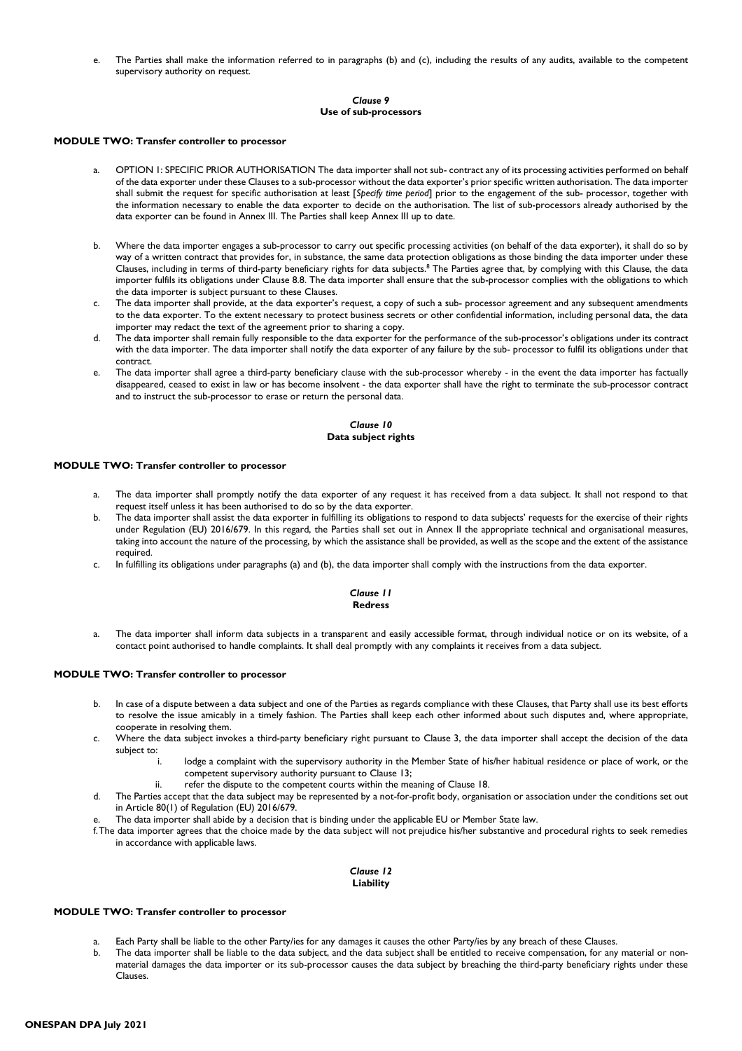e. The Parties shall make the information referred to in paragraphs (b) and (c), including the results of any audits, available to the competent supervisory authority on request.

### *Clause 9*
### Use of sub-processors

**MODULE TWO: Transfer controller to processor**

a. OPTION 1: SPECIFIC PRIOR AUTHORISATION The data importer shall not sub- contract any of its processing activities performed on behalf of the data exporter under these Clauses to a sub-processor without the data exporter's prior specific written authorisation. The data importer shall submit the request for specific authorisation at least [*Specify time period*] prior to the engagement of the sub- processor, together with the information necessary to enable the data exporter to decide on the authorisation. The list of sub-processors already authorised by the data exporter can be found in Annex III. The Parties shall keep Annex III up to date.

b. Where the data importer engages a sub-processor to carry out specific processing activities (on behalf of the data exporter), it shall do so by way of a written contract that provides for, in substance, the same data protection obligations as those binding the data importer under these Clauses, including in terms of third-party beneficiary rights for data subjects.[8] The Parties agree that, by complying with this Clause, the data importer fulfils its obligations under Clause 8.8. The data importer shall ensure that the sub-processor complies with the obligations to which the data importer is subject pursuant to these Clauses.

c. The data importer shall provide, at the data exporter's request, a copy of such a sub- processor agreement and any subsequent amendments to the data exporter. To the extent necessary to protect business secrets or other confidential information, including personal data, the data importer may redact the text of the agreement prior to sharing a copy.

d. The data importer shall remain fully responsible to the data exporter for the performance of the sub-processor's obligations under its contract with the data importer. The data importer shall notify the data exporter of any failure by the sub- processor to fulfil its obligations under that contract.

e. The data importer shall agree a third-party beneficiary clause with the sub-processor whereby - in the event the data importer has factually disappeared, ceased to exist in law or has become insolvent - the data exporter shall have the right to terminate the sub-processor contract and to instruct the sub-processor to erase or return the personal data.

### *Clause 10*
### Data subject rights

**MODULE TWO: Transfer controller to processor**

a. The data importer shall promptly notify the data exporter of any request it has received from a data subject. It shall not respond to that request itself unless it has been authorised to do so by the data exporter.

b. The data importer shall assist the data exporter in fulfilling its obligations to respond to data subjects' requests for the exercise of their rights under Regulation (EU) 2016/679. In this regard, the Parties shall set out in Annex II the appropriate technical and organisational measures, taking into account the nature of the processing, by which the assistance shall be provided, as well as the scope and the extent of the assistance required.

c. In fulfilling its obligations under paragraphs (a) and (b), the data importer shall comply with the instructions from the data exporter.

### *Clause 11*
### Redress

a. The data importer shall inform data subjects in a transparent and easily accessible format, through individual notice or on its website, of a contact point authorised to handle complaints. It shall deal promptly with any complaints it receives from a data subject.

**MODULE TWO: Transfer controller to processor**

b. In case of a dispute between a data subject and one of the Parties as regards compliance with these Clauses, that Party shall use its best efforts to resolve the issue amicably in a timely fashion. The Parties shall keep each other informed about such disputes and, where appropriate, cooperate in resolving them.

c. Where the data subject invokes a third-party beneficiary right pursuant to Clause 3, the data importer shall accept the decision of the data subject to:
    i. lodge a complaint with the supervisory authority in the Member State of his/her habitual residence or place of work, or the competent supervisory authority pursuant to Clause 13;
    ii. refer the dispute to the competent courts within the meaning of Clause 18.

d. The Parties accept that the data subject may be represented by a not-for-profit body, organisation or association under the conditions set out in Article 80(1) of Regulation (EU) 2016/679.

e. The data importer shall abide by a decision that is binding under the applicable EU or Member State law.

f. The data importer agrees that the choice made by the data subject will not prejudice his/her substantive and procedural rights to seek remedies in accordance with applicable laws.

### *Clause 12*
### Liability

**MODULE TWO: Transfer controller to processor**

a. Each Party shall be liable to the other Party/ies for any damages it causes the other Party/ies by any breach of these Clauses.

b. The data importer shall be liable to the data subject, and the data subject shall be entitled to receive compensation, for any material or non-material damages the data importer or its sub-processor causes the data subject by breaching the third-party beneficiary rights under these Clauses.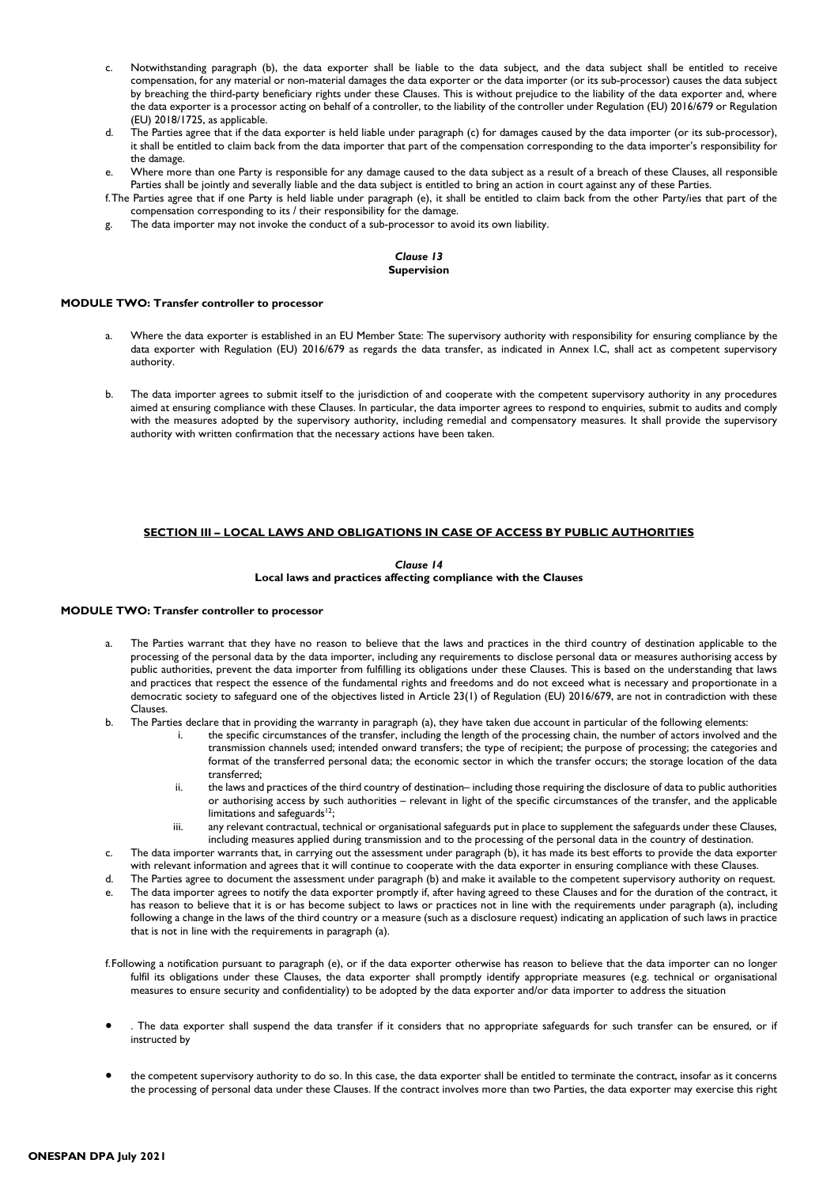c. Notwithstanding paragraph (b), the data exporter shall be liable to the data subject, and the data subject shall be entitled to receive compensation, for any material or non-material damages the data exporter or the data importer (or its sub-processor) causes the data subject by breaching the third-party beneficiary rights under these Clauses. This is without prejudice to the liability of the data exporter and, where the data exporter is a processor acting on behalf of a controller, to the liability of the controller under Regulation (EU) 2016/679 or Regulation (EU) 2018/1725, as applicable.

d. The Parties agree that if the data exporter is held liable under paragraph (c) for damages caused by the data importer (or its sub-processor), it shall be entitled to claim back from the data importer that part of the compensation corresponding to the data importer's responsibility for the damage.

e. Where more than one Party is responsible for any damage caused to the data subject as a result of a breach of these Clauses, all responsible Parties shall be jointly and severally liable and the data subject is entitled to bring an action in court against any of these Parties.

f. The Parties agree that if one Party is held liable under paragraph (e), it shall be entitled to claim back from the other Party/ies that part of the compensation corresponding to its / their responsibility for the damage.

g. The data importer may not invoke the conduct of a sub-processor to avoid its own liability.

### *Clause 13*
### Supervision

**MODULE TWO: Transfer controller to processor**

a. Where the data exporter is established in an EU Member State: The supervisory authority with responsibility for ensuring compliance by the data exporter with Regulation (EU) 2016/679 as regards the data transfer, as indicated in Annex I.C, shall act as competent supervisory authority.

b. The data importer agrees to submit itself to the jurisdiction of and cooperate with the competent supervisory authority in any procedures aimed at ensuring compliance with these Clauses. In particular, the data importer agrees to respond to enquiries, submit to audits and comply with the measures adopted by the supervisory authority, including remedial and compensatory measures. It shall provide the supervisory authority with written confirmation that the necessary actions have been taken.

## SECTION III – LOCAL LAWS AND OBLIGATIONS IN CASE OF ACCESS BY PUBLIC AUTHORITIES

### *Clause 14*
### Local laws and practices affecting compliance with the Clauses

**MODULE TWO: Transfer controller to processor**

a. The Parties warrant that they have no reason to believe that the laws and practices in the third country of destination applicable to the processing of the personal data by the data importer, including any requirements to disclose personal data or measures authorising access by public authorities, prevent the data importer from fulfilling its obligations under these Clauses. This is based on the understanding that laws and practices that respect the essence of the fundamental rights and freedoms and do not exceed what is necessary and proportionate in a democratic society to safeguard one of the objectives listed in Article 23(1) of Regulation (EU) 2016/679, are not in contradiction with these Clauses.

b. The Parties declare that in providing the warranty in paragraph (a), they have taken due account in particular of the following elements:
    i. the specific circumstances of the transfer, including the length of the processing chain, the number of actors involved and the transmission channels used; intended onward transfers; the type of recipient; the purpose of processing; the categories and format of the transferred personal data; the economic sector in which the transfer occurs; the storage location of the data transferred;
    ii. the laws and practices of the third country of destination– including those requiring the disclosure of data to public authorities or authorising access by such authorities – relevant in light of the specific circumstances of the transfer, and the applicable limitations and safeguards[12];
    iii. any relevant contractual, technical or organisational safeguards put in place to supplement the safeguards under these Clauses, including measures applied during transmission and to the processing of the personal data in the country of destination.

c. The data importer warrants that, in carrying out the assessment under paragraph (b), it has made its best efforts to provide the data exporter with relevant information and agrees that it will continue to cooperate with the data exporter in ensuring compliance with these Clauses.

d. The Parties agree to document the assessment under paragraph (b) and make it available to the competent supervisory authority on request.

e. The data importer agrees to notify the data exporter promptly if, after having agreed to these Clauses and for the duration of the contract, it has reason to believe that it is or has become subject to laws or practices not in line with the requirements under paragraph (a), including following a change in the laws of the third country or a measure (such as a disclosure request) indicating an application of such laws in practice that is not in line with the requirements in paragraph (a).

f. Following a notification pursuant to paragraph (e), or if the data exporter otherwise has reason to believe that the data importer can no longer fulfil its obligations under these Clauses, the data exporter shall promptly identify appropriate measures (e.g. technical or organisational measures to ensure security and confidentiality) to be adopted by the data exporter and/or data importer to address the situation

- . The data exporter shall suspend the data transfer if it considers that no appropriate safeguards for such transfer can be ensured, or if instructed by

- the competent supervisory authority to do so. In this case, the data exporter shall be entitled to terminate the contract, insofar as it concerns the processing of personal data under these Clauses. If the contract involves more than two Parties, the data exporter may exercise this right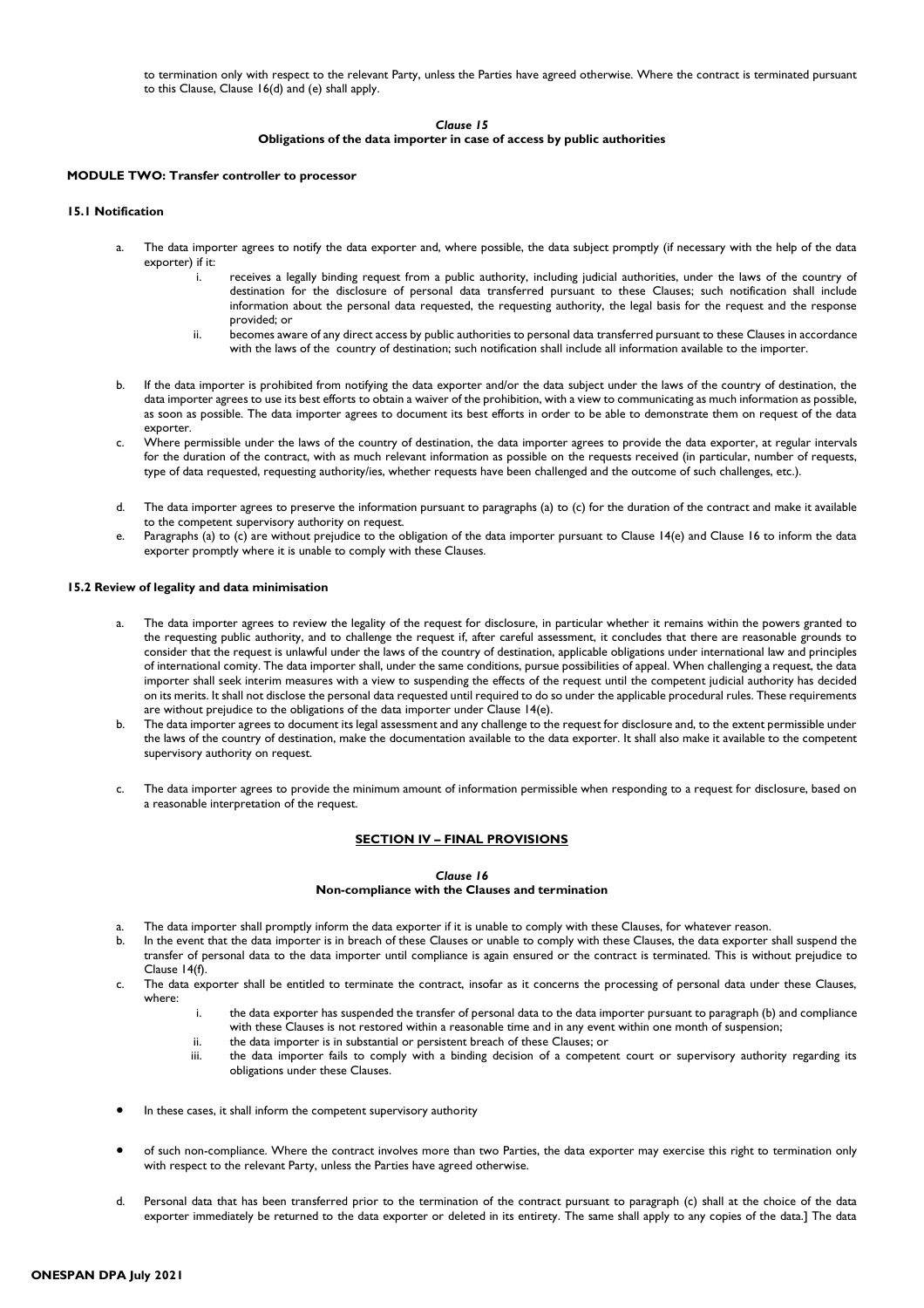to termination only with respect to the relevant Party, unless the Parties have agreed otherwise. Where the contract is terminated pursuant to this Clause, Clause 16(d) and (e) shall apply.

### *Clause 15*
### Obligations of the data importer in case of access by public authorities

**MODULE TWO: Transfer controller to processor**

**15.1 Notification**

a. The data importer agrees to notify the data exporter and, where possible, the data subject promptly (if necessary with the help of the data exporter) if it:
   i. receives a legally binding request from a public authority, including judicial authorities, under the laws of the country of destination for the disclosure of personal data transferred pursuant to these Clauses; such notification shall include information about the personal data requested, the requesting authority, the legal basis for the request and the response provided; or
   ii. becomes aware of any direct access by public authorities to personal data transferred pursuant to these Clauses in accordance with the laws of the country of destination; such notification shall include all information available to the importer.

b. If the data importer is prohibited from notifying the data exporter and/or the data subject under the laws of the country of destination, the data importer agrees to use its best efforts to obtain a waiver of the prohibition, with a view to communicating as much information as possible, as soon as possible. The data importer agrees to document its best efforts in order to be able to demonstrate them on request of the data exporter.

c. Where permissible under the laws of the country of destination, the data importer agrees to provide the data exporter, at regular intervals for the duration of the contract, with as much relevant information as possible on the requests received (in particular, number of requests, type of data requested, requesting authority/ies, whether requests have been challenged and the outcome of such challenges, etc.).

d. The data importer agrees to preserve the information pursuant to paragraphs (a) to (c) for the duration of the contract and make it available to the competent supervisory authority on request.

e. Paragraphs (a) to (c) are without prejudice to the obligation of the data importer pursuant to Clause 14(e) and Clause 16 to inform the data exporter promptly where it is unable to comply with these Clauses.

**15.2 Review of legality and data minimisation**

a. The data importer agrees to review the legality of the request for disclosure, in particular whether it remains within the powers granted to the requesting public authority, and to challenge the request if, after careful assessment, it concludes that there are reasonable grounds to consider that the request is unlawful under the laws of the country of destination, applicable obligations under international law and principles of international comity. The data importer shall, under the same conditions, pursue possibilities of appeal. When challenging a request, the data importer shall seek interim measures with a view to suspending the effects of the request until the competent judicial authority has decided on its merits. It shall not disclose the personal data requested until required to do so under the applicable procedural rules. These requirements are without prejudice to the obligations of the data importer under Clause 14(e).

b. The data importer agrees to document its legal assessment and any challenge to the request for disclosure and, to the extent permissible under the laws of the country of destination, make the documentation available to the data exporter. It shall also make it available to the competent supervisory authority on request.

c. The data importer agrees to provide the minimum amount of information permissible when responding to a request for disclosure, based on a reasonable interpretation of the request.

## SECTION IV – FINAL PROVISIONS

### *Clause 16*
### Non-compliance with the Clauses and termination

a. The data importer shall promptly inform the data exporter if it is unable to comply with these Clauses, for whatever reason.

b. In the event that the data importer is in breach of these Clauses or unable to comply with these Clauses, the data exporter shall suspend the transfer of personal data to the data importer until compliance is again ensured or the contract is terminated. This is without prejudice to Clause 14(f).

c. The data exporter shall be entitled to terminate the contract, insofar as it concerns the processing of personal data under these Clauses, where:
   i. the data exporter has suspended the transfer of personal data to the data importer pursuant to paragraph (b) and compliance with these Clauses is not restored within a reasonable time and in any event within one month of suspension;
   ii. the data importer is in substantial or persistent breach of these Clauses; or
   iii. the data importer fails to comply with a binding decision of a competent court or supervisory authority regarding its obligations under these Clauses.

- In these cases, it shall inform the competent supervisory authority
- of such non-compliance. Where the contract involves more than two Parties, the data exporter may exercise this right to termination only with respect to the relevant Party, unless the Parties have agreed otherwise.

d. Personal data that has been transferred prior to the termination of the contract pursuant to paragraph (c) shall at the choice of the data exporter immediately be returned to the data exporter or deleted in its entirety. The same shall apply to any copies of the data.] The data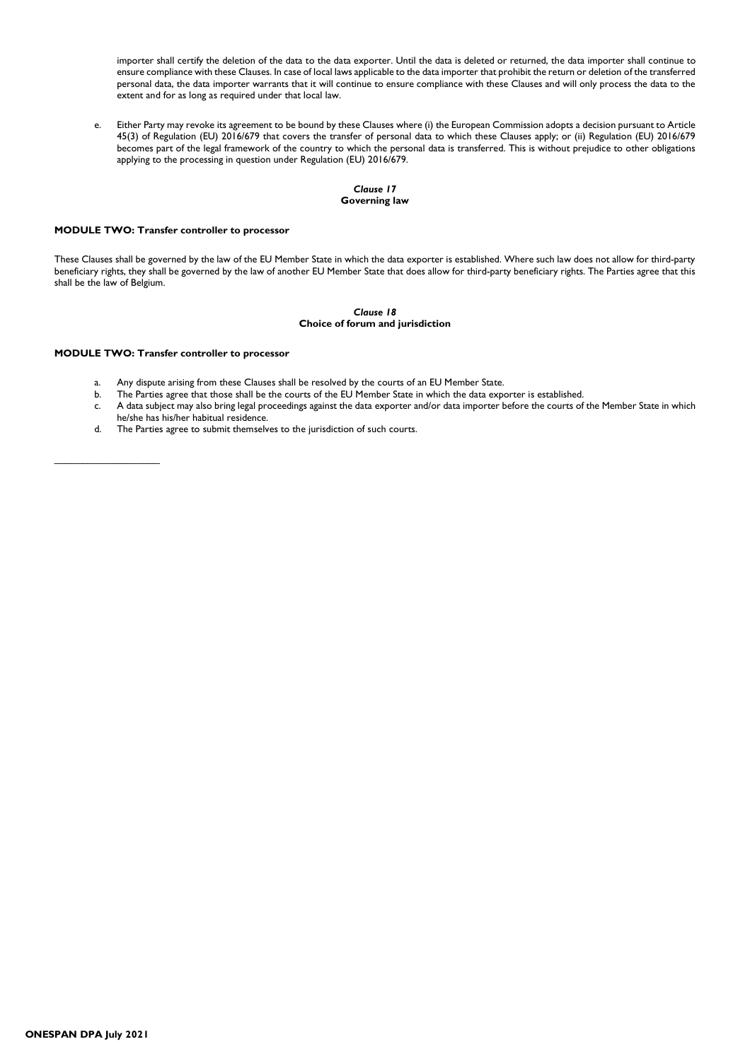importer shall certify the deletion of the data to the data exporter. Until the data is deleted or returned, the data importer shall continue to ensure compliance with these Clauses. In case of local laws applicable to the data importer that prohibit the return or deletion of the transferred personal data, the data importer warrants that it will continue to ensure compliance with these Clauses and will only process the data to the extent and for as long as required under that local law.

e. Either Party may revoke its agreement to be bound by these Clauses where (i) the European Commission adopts a decision pursuant to Article 45(3) of Regulation (EU) 2016/679 that covers the transfer of personal data to which these Clauses apply; or (ii) Regulation (EU) 2016/679 becomes part of the legal framework of the country to which the personal data is transferred. This is without prejudice to other obligations applying to the processing in question under Regulation (EU) 2016/679.

### *Clause 17*
### Governing law

**MODULE TWO: Transfer controller to processor**

These Clauses shall be governed by the law of the EU Member State in which the data exporter is established. Where such law does not allow for third-party beneficiary rights, they shall be governed by the law of another EU Member State that does allow for third-party beneficiary rights. The Parties agree that this shall be the law of Belgium.

### *Clause 18*
### Choice of forum and jurisdiction

**MODULE TWO: Transfer controller to processor**

a. Any dispute arising from these Clauses shall be resolved by the courts of an EU Member State.
b. The Parties agree that those shall be the courts of the EU Member State in which the data exporter is established.
c. A data subject may also bring legal proceedings against the data exporter and/or data importer before the courts of the Member State in which he/she has his/her habitual residence.
d. The Parties agree to submit themselves to the jurisdiction of such courts.

\_\_\_\_\_\_\_\_\_\_\_\_\_\_\_\_\_\_\_\_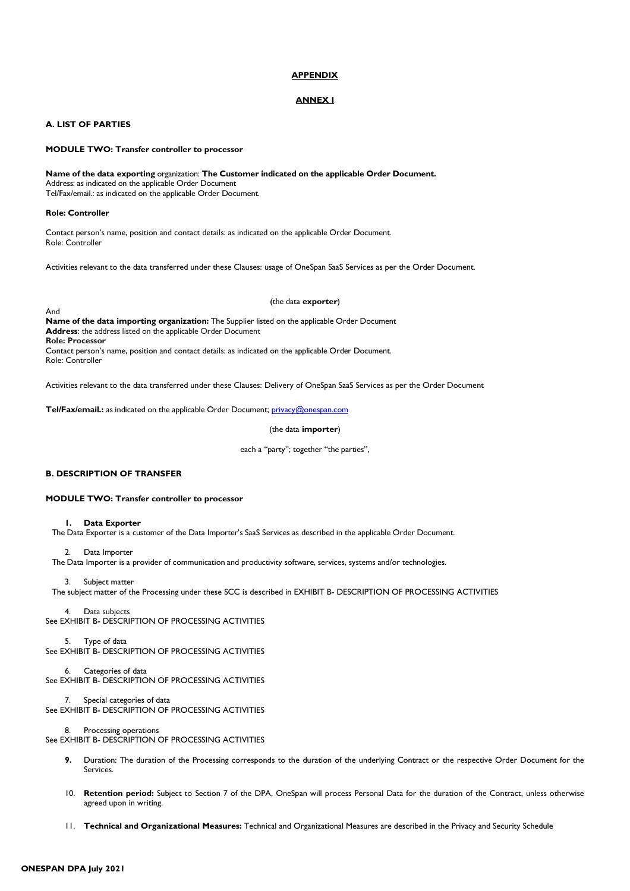# APPENDIX

## ANNEX I

### A. LIST OF PARTIES

**MODULE TWO: Transfer controller to processor**

**Name of the data exporting** organization: **The Customer indicated on the applicable Order Document.**
Address: as indicated on the applicable Order Document
Tel/Fax/email.: as indicated on the applicable Order Document.

**Role: Controller**

Contact person's name, position and contact details: as indicated on the applicable Order Document.
Role: Controller

Activities relevant to the data transferred under these Clauses: usage of OneSpan SaaS Services as per the Order Document.

(the data **exporter**)

And
**Name of the data importing organization:** The Supplier listed on the applicable Order Document
**Address**: the address listed on the applicable Order Document
**Role: Processor**
Contact person's name, position and contact details: as indicated on the applicable Order Document.
Role: Controller

Activities relevant to the data transferred under these Clauses: Delivery of OneSpan SaaS Services as per the Order Document

**Tel/Fax/email.:** as indicated on the applicable Order Document; privacy@onespan.com

(the data **importer**)

each a "party"; together "the parties",

### B. DESCRIPTION OF TRANSFER

**MODULE TWO: Transfer controller to processor**

1. **Data Exporter**
The Data Exporter is a customer of the Data Importer's SaaS Services as described in the applicable Order Document.

2. Data Importer
The Data Importer is a provider of communication and productivity software, services, systems and/or technologies.

3. Subject matter
The subject matter of the Processing under these SCC is described in EXHIBIT B- DESCRIPTION OF PROCESSING ACTIVITIES

4. Data subjects
See EXHIBIT B- DESCRIPTION OF PROCESSING ACTIVITIES

5. Type of data
See EXHIBIT B- DESCRIPTION OF PROCESSING ACTIVITIES

6. Categories of data
See EXHIBIT B- DESCRIPTION OF PROCESSING ACTIVITIES

7. Special categories of data
See EXHIBIT B- DESCRIPTION OF PROCESSING ACTIVITIES

8. Processing operations
See EXHIBIT B- DESCRIPTION OF PROCESSING ACTIVITIES

9. Duration: The duration of the Processing corresponds to the duration of the underlying Contract or the respective Order Document for the Services.

10. **Retention period:** Subject to Section 7 of the DPA, OneSpan will process Personal Data for the duration of the Contract, unless otherwise agreed upon in writing.

11. **Technical and Organizational Measures:** Technical and Organizational Measures are described in the Privacy and Security Schedule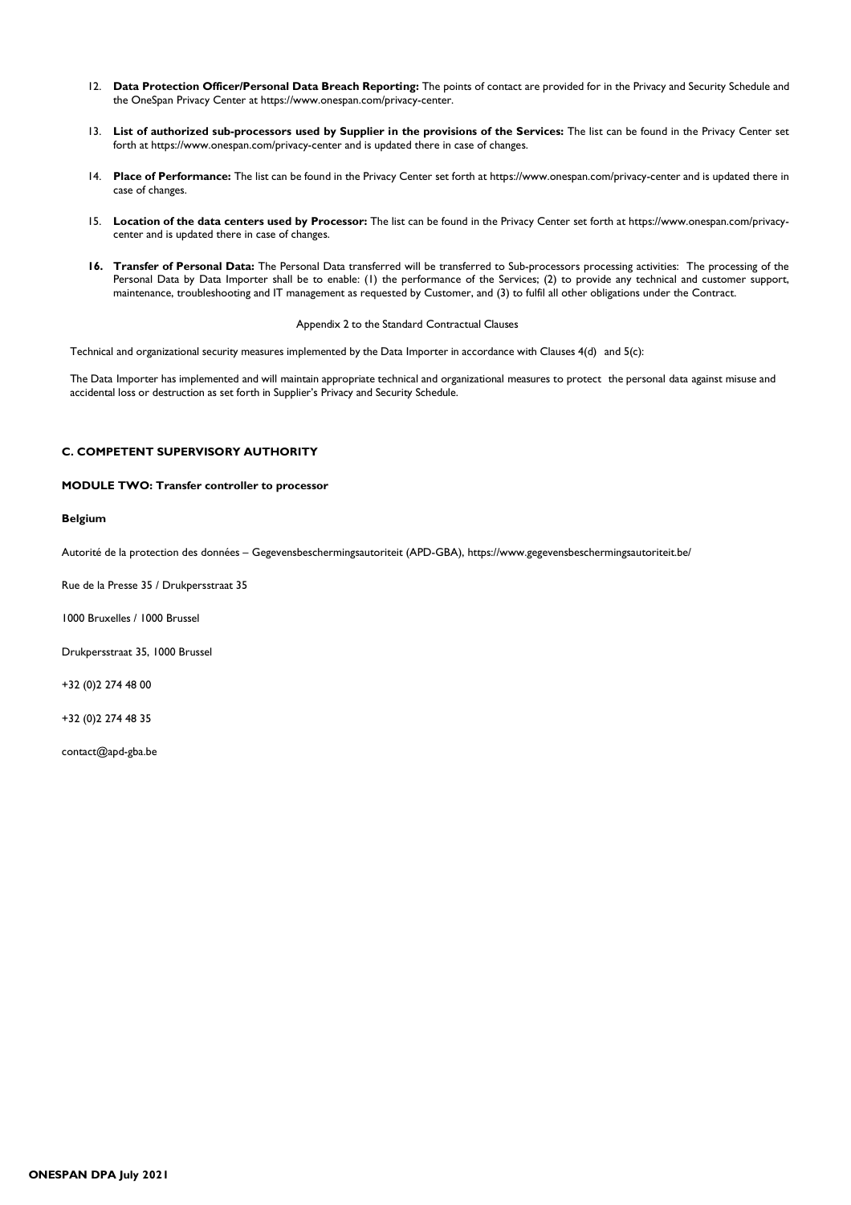12. **Data Protection Officer/Personal Data Breach Reporting:** The points of contact are provided for in the Privacy and Security Schedule and the OneSpan Privacy Center at https://www.onespan.com/privacy-center.

13. **List of authorized sub-processors used by Supplier in the provisions of the Services:** The list can be found in the Privacy Center set forth at https://www.onespan.com/privacy-center and is updated there in case of changes.

14. **Place of Performance:** The list can be found in the Privacy Center set forth at https://www.onespan.com/privacy-center and is updated there in case of changes.

15. **Location of the data centers used by Processor:** The list can be found in the Privacy Center set forth at https://www.onespan.com/privacy-center and is updated there in case of changes.

16. **Transfer of Personal Data:** The Personal Data transferred will be transferred to Sub-processors processing activities: The processing of the Personal Data by Data Importer shall be to enable: (1) the performance of the Services; (2) to provide any technical and customer support, maintenance, troubleshooting and IT management as requested by Customer, and (3) to fulfil all other obligations under the Contract.

Appendix 2 to the Standard Contractual Clauses

Technical and organizational security measures implemented by the Data Importer in accordance with Clauses 4(d) and 5(c):

The Data Importer has implemented and will maintain appropriate technical and organizational measures to protect the personal data against misuse and accidental loss or destruction as set forth in Supplier's Privacy and Security Schedule.

**C. COMPETENT SUPERVISORY AUTHORITY**

**MODULE TWO: Transfer controller to processor**

**Belgium**

Autorité de la protection des données – Gegevensbeschermingsautoriteit (APD-GBA), https://www.gegevensbeschermingsautoriteit.be/

Rue de la Presse 35 / Drukpersstraat 35

1000 Bruxelles / 1000 Brussel

Drukpersstraat 35, 1000 Brussel

+32 (0)2 274 48 00

+32 (0)2 274 48 35

contact@apd-gba.be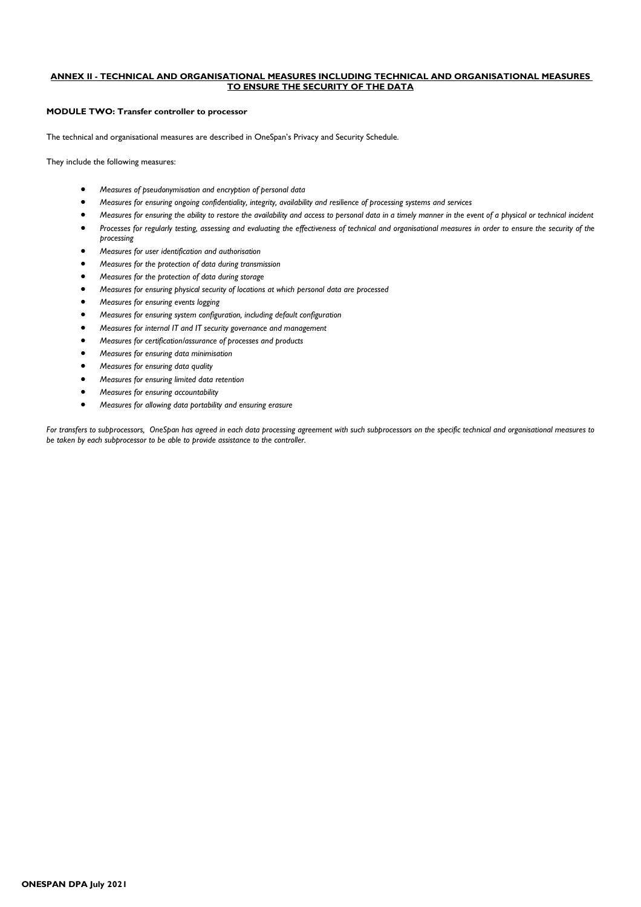## ANNEX II - TECHNICAL AND ORGANISATIONAL MEASURES INCLUDING TECHNICAL AND ORGANISATIONAL MEASURES TO ENSURE THE SECURITY OF THE DATA

**MODULE TWO: Transfer controller to processor**

The technical and organisational measures are described in OneSpan's Privacy and Security Schedule.

They include the following measures:

- *Measures of pseudonymisation and encryption of personal data*
- *Measures for ensuring ongoing confidentiality, integrity, availability and resilience of processing systems and services*
- *Measures for ensuring the ability to restore the availability and access to personal data in a timely manner in the event of a physical or technical incident*
- *Processes for regularly testing, assessing and evaluating the effectiveness of technical and organisational measures in order to ensure the security of the processing*
- *Measures for user identification and authorisation*
- *Measures for the protection of data during transmission*
- *Measures for the protection of data during storage*
- *Measures for ensuring physical security of locations at which personal data are processed*
- *Measures for ensuring events logging*
- *Measures for ensuring system configuration, including default configuration*
- *Measures for internal IT and IT security governance and management*
- *Measures for certification/assurance of processes and products*
- *Measures for ensuring data minimisation*
- *Measures for ensuring data quality*
- *Measures for ensuring limited data retention*
- *Measures for ensuring accountability*
- *Measures for allowing data portability and ensuring erasure*

*For transfers to subprocessors, OneSpan has agreed in each data processing agreement with such subprocessors on the specific technical and organisational measures to be taken by each subprocessor to be able to provide assistance to the controller.*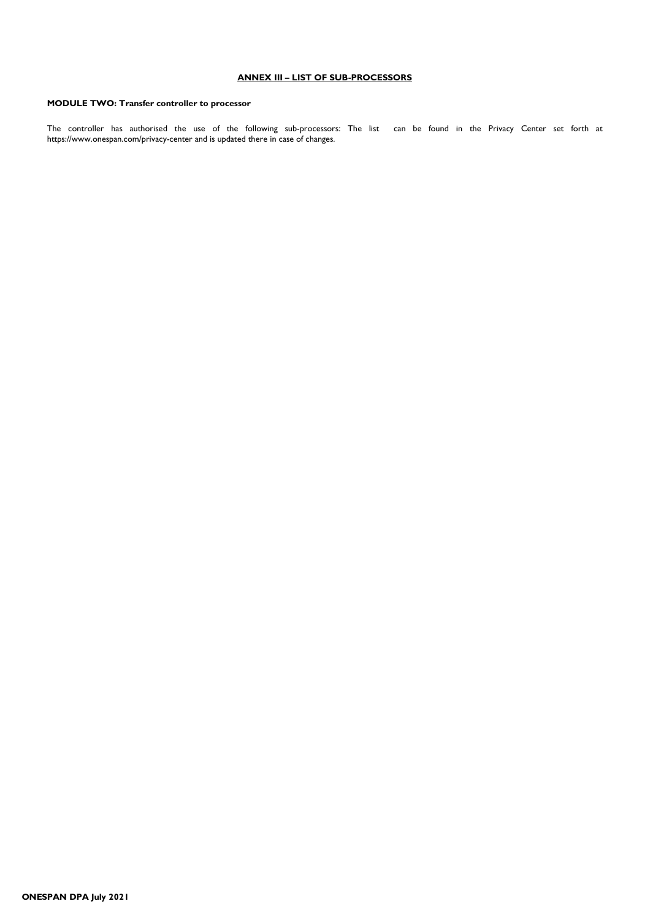## ANNEX III – LIST OF SUB-PROCESSORS

**MODULE TWO: Transfer controller to processor**

The controller has authorised the use of the following sub-processors: The list can be found in the Privacy Center set forth at https://www.onespan.com/privacy-center and is updated there in case of changes.